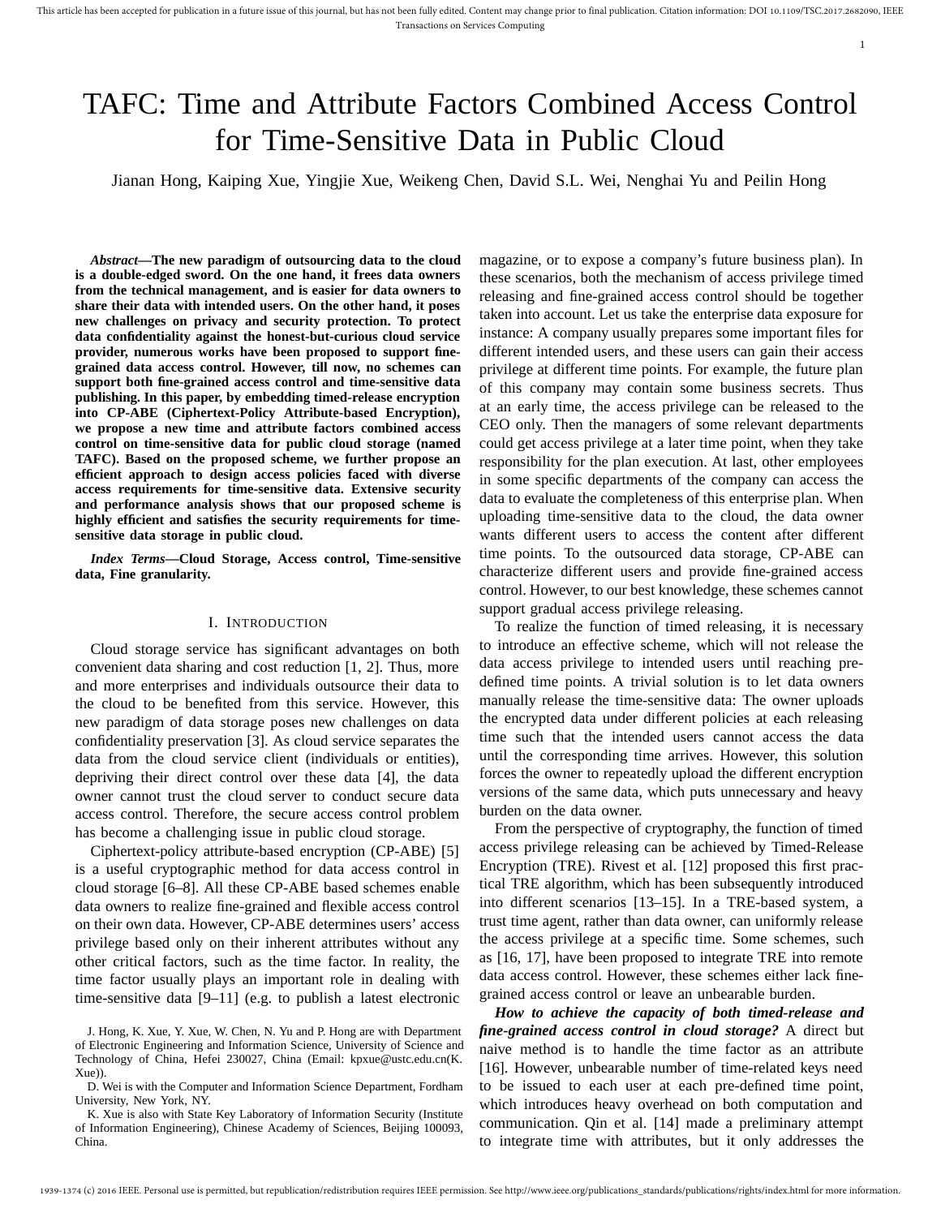# TAFC: Time and Attribute Factors Combined Access Control for Time-Sensitive Data in Public Cloud

Jianan Hong, Kaiping Xue, Yingjie Xue, Weikeng Chen, David S.L. Wei, Nenghai Yu and Peilin Hong

***Abstract*—The new paradigm of outsourcing data to the cloud is a double-edged sword. On the one hand, it frees data owners from the technical management, and is easier for data owners to share their data with intended users. On the other hand, it poses new challenges on privacy and security protection. To protect data confidentiality against the honest-but-curious cloud service provider, numerous works have been proposed to support fine-grained data access control. However, till now, no schemes can support both fine-grained access control and time-sensitive data publishing. In this paper, by embedding timed-release encryption into CP-ABE (Ciphertext-Policy Attribute-based Encryption), we propose a new time and attribute factors combined access control on time-sensitive data for public cloud storage (named TAFC). Based on the proposed scheme, we further propose an efficient approach to design access policies faced with diverse access requirements for time-sensitive data. Extensive security and performance analysis shows that our proposed scheme is highly efficient and satisfies the security requirements for time-sensitive data storage in public cloud.**

***Index Terms*—Cloud Storage, Access control, Time-sensitive data, Fine granularity.**

## I. Introduction

Cloud storage service has significant advantages on both convenient data sharing and cost reduction [1, 2]. Thus, more and more enterprises and individuals outsource their data to the cloud to be benefited from this service. However, this new paradigm of data storage poses new challenges on data confidentiality preservation [3]. As cloud service separates the data from the cloud service client (individuals or entities), depriving their direct control over these data [4], the data owner cannot trust the cloud server to conduct secure data access control. Therefore, the secure access control problem has become a challenging issue in public cloud storage.

Ciphertext-policy attribute-based encryption (CP-ABE) [5] is a useful cryptographic method for data access control in cloud storage [6–8]. All these CP-ABE based schemes enable data owners to realize fine-grained and flexible access control on their own data. However, CP-ABE determines users' access privilege based only on their inherent attributes without any other critical factors, such as the time factor. In reality, the time factor usually plays an important role in dealing with time-sensitive data [9–11] (e.g. to publish a latest electronic magazine, or to expose a company's future business plan). In these scenarios, both the mechanism of access privilege timed releasing and fine-grained access control should be together taken into account. Let us take the enterprise data exposure for instance: A company usually prepares some important files for different intended users, and these users can gain their access privilege at different time points. For example, the future plan of this company may contain some business secrets. Thus at an early time, the access privilege can be released to the CEO only. Then the managers of some relevant departments could get access privilege at a later time point, when they take responsibility for the plan execution. At last, other employees in some specific departments of the company can access the data to evaluate the completeness of this enterprise plan. When uploading time-sensitive data to the cloud, the data owner wants different users to access the content after different time points. To the outsourced data storage, CP-ABE can characterize different users and provide fine-grained access control. However, to our best knowledge, these schemes cannot support gradual access privilege releasing.

To realize the function of timed releasing, it is necessary to introduce an effective scheme, which will not release the data access privilege to intended users until reaching pre-defined time points. A trivial solution is to let data owners manually release the time-sensitive data: The owner uploads the encrypted data under different policies at each releasing time such that the intended users cannot access the data until the corresponding time arrives. However, this solution forces the owner to repeatedly upload the different encryption versions of the same data, which puts unnecessary and heavy burden on the data owner.

From the perspective of cryptography, the function of timed access privilege releasing can be achieved by Timed-Release Encryption (TRE). Rivest et al. [12] proposed this first practical TRE algorithm, which has been subsequently introduced into different scenarios [13–15]. In a TRE-based system, a trust time agent, rather than data owner, can uniformly release the access privilege at a specific time. Some schemes, such as [16, 17], have been proposed to integrate TRE into remote data access control. However, these schemes either lack fine-grained access control or leave an unbearable burden.

***How to achieve the capacity of both timed-release and fine-grained access control in cloud storage?*** A direct but naive method is to handle the time factor as an attribute [16]. However, unbearable number of time-related keys need to be issued to each user at each pre-defined time point, which introduces heavy overhead on both computation and communication. Qin et al. [14] made a preliminary attempt to integrate time with attributes, but it only addresses the

J. Hong, K. Xue, Y. Xue, W. Chen, N. Yu and P. Hong are with Department of Electronic Engineering and Information Science, University of Science and Technology of China, Hefei 230027, China (Email: kpxue@ustc.edu.cn(K. Xue)).

D. Wei is with the Computer and Information Science Department, Fordham University, New York, NY.

K. Xue is also with State Key Laboratory of Information Security (Institute of Information Engineering), Chinese Academy of Sciences, Beijing 100093, China.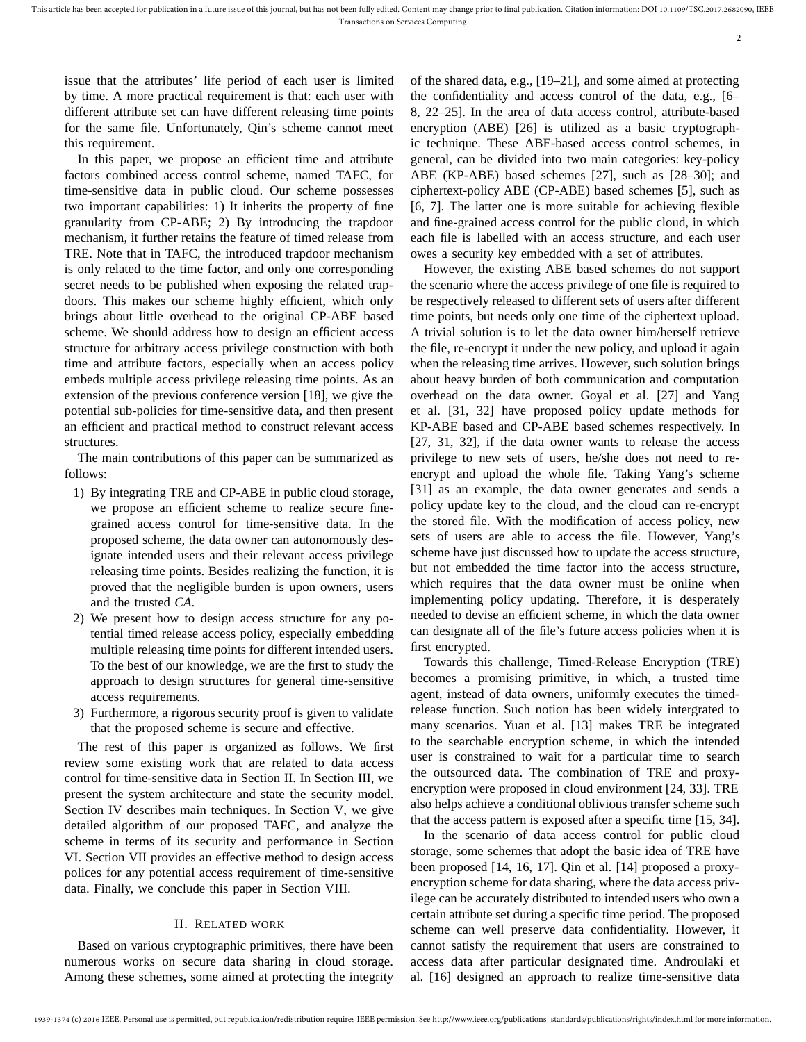issue that the attributes' life period of each user is limited by time. A more practical requirement is that: each user with different attribute set can have different releasing time points for the same file. Unfortunately, Qin's scheme cannot meet this requirement.

In this paper, we propose an efficient time and attribute factors combined access control scheme, named TAFC, for time-sensitive data in public cloud. Our scheme possesses two important capabilities: 1) It inherits the property of fine granularity from CP-ABE; 2) By introducing the trapdoor mechanism, it further retains the feature of timed release from TRE. Note that in TAFC, the introduced trapdoor mechanism is only related to the time factor, and only one corresponding secret needs to be published when exposing the related trapdoors. This makes our scheme highly efficient, which only brings about little overhead to the original CP-ABE based scheme. We should address how to design an efficient access structure for arbitrary access privilege construction with both time and attribute factors, especially when an access policy embeds multiple access privilege releasing time points. As an extension of the previous conference version [18], we give the potential sub-policies for time-sensitive data, and then present an efficient and practical method to construct relevant access structures.

The main contributions of this paper can be summarized as follows:

1) By integrating TRE and CP-ABE in public cloud storage, we propose an efficient scheme to realize secure fine-grained access control for time-sensitive data. In the proposed scheme, the data owner can autonomously designate intended users and their relevant access privilege releasing time points. Besides realizing the function, it is proved that the negligible burden is upon owners, users and the trusted *CA*.
2) We present how to design access structure for any potential timed release access policy, especially embedding multiple releasing time points for different intended users. To the best of our knowledge, we are the first to study the approach to design structures for general time-sensitive access requirements.
3) Furthermore, a rigorous security proof is given to validate that the proposed scheme is secure and effective.

The rest of this paper is organized as follows. We first review some existing work that are related to data access control for time-sensitive data in Section II. In Section III, we present the system architecture and state the security model. Section IV describes main techniques. In Section V, we give detailed algorithm of our proposed TAFC, and analyze the scheme in terms of its security and performance in Section VI. Section VII provides an effective method to design access polices for any potential access requirement of time-sensitive data. Finally, we conclude this paper in Section VIII.

## II. Related work

Based on various cryptographic primitives, there have been numerous works on secure data sharing in cloud storage. Among these schemes, some aimed at protecting the integrity of the shared data, e.g., [19–21], and some aimed at protecting the confidentiality and access control of the data, e.g., [6–8, 22–25]. In the area of data access control, attribute-based encryption (ABE) [26] is utilized as a basic cryptographic technique. These ABE-based access control schemes, in general, can be divided into two main categories: key-policy ABE (KP-ABE) based schemes [27], such as [28–30]; and ciphertext-policy ABE (CP-ABE) based schemes [5], such as [6, 7]. The latter one is more suitable for achieving flexible and fine-grained access control for the public cloud, in which each file is labelled with an access structure, and each user owes a security key embedded with a set of attributes.

However, the existing ABE based schemes do not support the scenario where the access privilege of one file is required to be respectively released to different sets of users after different time points, but needs only one time of the ciphertext upload. A trivial solution is to let the data owner him/herself retrieve the file, re-encrypt it under the new policy, and upload it again when the releasing time arrives. However, such solution brings about heavy burden of both communication and computation overhead on the data owner. Goyal et al. [27] and Yang et al. [31, 32] have proposed policy update methods for KP-ABE based and CP-ABE based schemes respectively. In [27, 31, 32], if the data owner wants to release the access privilege to new sets of users, he/she does not need to re-encrypt and upload the whole file. Taking Yang's scheme [31] as an example, the data owner generates and sends a policy update key to the cloud, and the cloud can re-encrypt the stored file. With the modification of access policy, new sets of users are able to access the file. However, Yang's scheme have just discussed how to update the access structure, but not embedded the time factor into the access structure, which requires that the data owner must be online when implementing policy updating. Therefore, it is desperately needed to devise an efficient scheme, in which the data owner can designate all of the file's future access policies when it is first encrypted.

Towards this challenge, Timed-Release Encryption (TRE) becomes a promising primitive, in which, a trusted time agent, instead of data owners, uniformly executes the timed-release function. Such notion has been widely intergrated to many scenarios. Yuan et al. [13] makes TRE be integrated to the searchable encryption scheme, in which the intended user is constrained to wait for a particular time to search the outsourced data. The combination of TRE and proxy-encryption were proposed in cloud environment [24, 33]. TRE also helps achieve a conditional oblivious transfer scheme such that the access pattern is exposed after a specific time [15, 34].

In the scenario of data access control for public cloud storage, some schemes that adopt the basic idea of TRE have been proposed [14, 16, 17]. Qin et al. [14] proposed a proxy-encryption scheme for data sharing, where the data access privilege can be accurately distributed to intended users who own a certain attribute set during a specific time period. The proposed scheme can well preserve data confidentiality. However, it cannot satisfy the requirement that users are constrained to access data after particular designated time. Androulaki et al. [16] designed an approach to realize time-sensitive data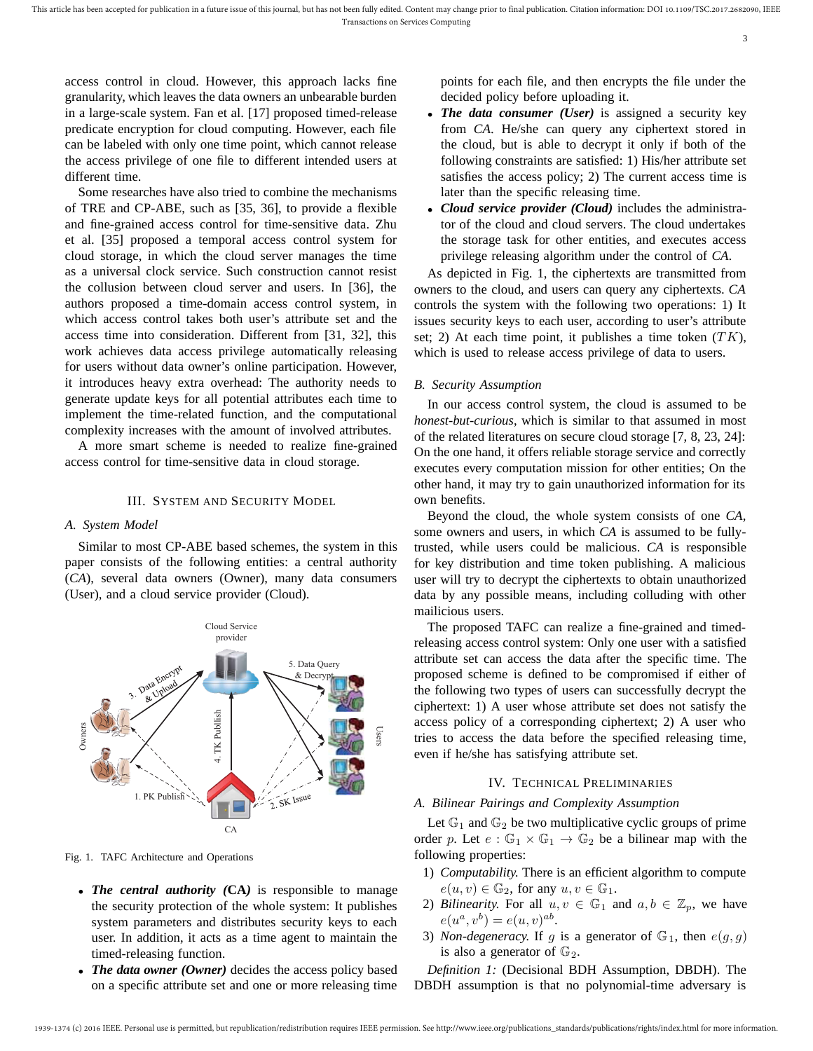access control in cloud. However, this approach lacks fine granularity, which leaves the data owners an unbearable burden in a large-scale system. Fan et al. [17] proposed timed-release predicate encryption for cloud computing. However, each file can be labeled with only one time point, which cannot release the access privilege of one file to different intended users at different time.

Some researches have also tried to combine the mechanisms of TRE and CP-ABE, such as [35, 36], to provide a flexible and fine-grained access control for time-sensitive data. Zhu et al. [35] proposed a temporal access control system for cloud storage, in which the cloud server manages the time as a universal clock service. Such construction cannot resist the collusion between cloud server and users. In [36], the authors proposed a time-domain access control system, in which access control takes both user's attribute set and the access time into consideration. Different from [31, 32], this work achieves data access privilege automatically releasing for users without data owner's online participation. However, it introduces heavy extra overhead: The authority needs to generate update keys for all potential attributes each time to implement the time-related function, and the computational complexity increases with the amount of involved attributes.

A more smart scheme is needed to realize fine-grained access control for time-sensitive data in cloud storage.

## III. System and Security Model

### A. System Model

Similar to most CP-ABE based schemes, the system in this paper consists of the following entities: a central authority (*CA*), several data owners (Owner), many data consumers (User), and a cloud service provider (Cloud).

Fig. 1. TAFC Architecture and Operations

- ***The central authority (CA)*** is responsible to manage the security protection of the whole system: It publishes system parameters and distributes security keys to each user. In addition, it acts as a time agent to maintain the timed-releasing function.
- ***The data owner (Owner)*** decides the access policy based on a specific attribute set and one or more releasing time points for each file, and then encrypts the file under the decided policy before uploading it.
- ***The data consumer (User)*** is assigned a security key from *CA*. He/she can query any ciphertext stored in the cloud, but is able to decrypt it only if both of the following constraints are satisfied: 1) His/her attribute set satisfies the access policy; 2) The current access time is later than the specific releasing time.
- ***Cloud service provider (Cloud)*** includes the administrator of the cloud and cloud servers. The cloud undertakes the storage task for other entities, and executes access privilege releasing algorithm under the control of *CA*.

As depicted in Fig. 1, the ciphertexts are transmitted from owners to the cloud, and users can query any ciphertexts. *CA* controls the system with the following two operations: 1) It issues security keys to each user, according to user's attribute set; 2) At each time point, it publishes a time token ($TK$), which is used to release access privilege of data to users.

### B. Security Assumption

In our access control system, the cloud is assumed to be *honest-but-curious*, which is similar to that assumed in most of the related literatures on secure cloud storage [7, 8, 23, 24]: On the one hand, it offers reliable storage service and correctly executes every computation mission for other entities; On the other hand, it may try to gain unauthorized information for its own benefits.

Beyond the cloud, the whole system consists of one *CA*, some owners and users, in which *CA* is assumed to be fully-trusted, while users could be malicious. *CA* is responsible for key distribution and time token publishing. A malicious user will try to decrypt the ciphertexts to obtain unauthorized data by any possible means, including colluding with other mailicious users.

The proposed TAFC can realize a fine-grained and timed-releasing access control system: Only one user with a satisfied attribute set can access the data after the specific time. The proposed scheme is defined to be compromised if either of the following two types of users can successfully decrypt the ciphertext: 1) A user whose attribute set does not satisfy the access policy of a corresponding ciphertext; 2) A user who tries to access the data before the specified releasing time, even if he/she has satisfying attribute set.

## IV. Technical Preliminaries

### A. Bilinear Pairings and Complexity Assumption

Let $\mathbb{G}_1$ and $\mathbb{G}_2$ be two multiplicative cyclic groups of prime order $p$. Let $e : \mathbb{G}_1 \times \mathbb{G}_1 \rightarrow \mathbb{G}_2$ be a bilinear map with the following properties:

1) *Computability.* There is an efficient algorithm to compute $e(u, v) \in \mathbb{G}_2$, for any $u, v \in \mathbb{G}_1$.
2) *Bilinearity.* For all $u, v \in \mathbb{G}_1$ and $a, b \in \mathbb{Z}_p$, we have $e(u^a, v^b) = e(u, v)^{ab}$.
3) *Non-degeneracy.* If $g$ is a generator of $\mathbb{G}_1$, then $e(g, g)$ is also a generator of $\mathbb{G}_2$.

*Definition 1:* (Decisional BDH Assumption, DBDH). The DBDH assumption is that no polynomial-time adversary is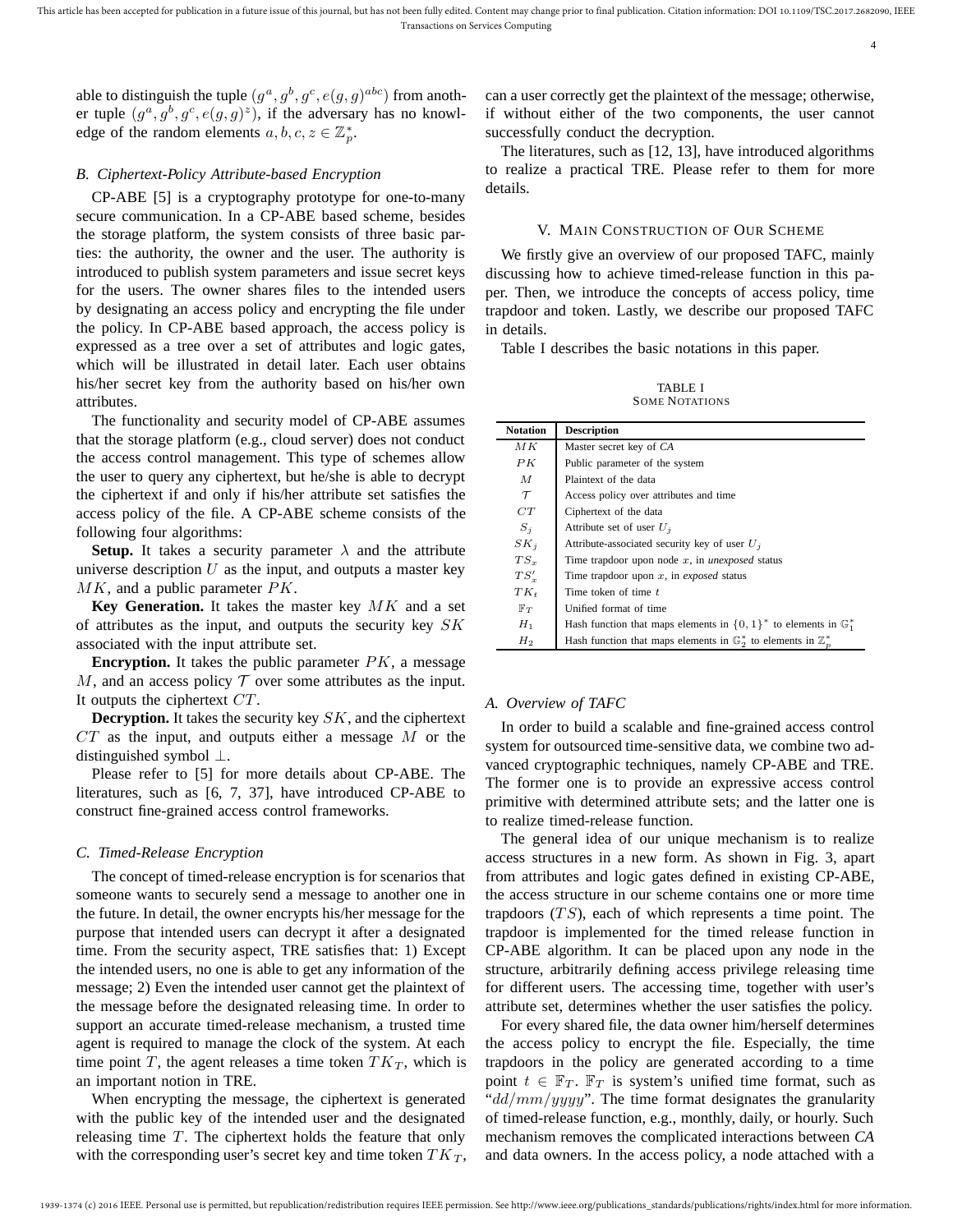able to distinguish the tuple $(g^a, g^b, g^c, e(g,g)^{abc})$ from another tuple $(g^a, g^b, g^c, e(g,g)^z)$, if the adversary has no knowledge of the random elements $a, b, c, z \in \mathbb{Z}_p^*$.

### B. Ciphertext-Policy Attribute-based Encryption

CP-ABE [5] is a cryptography prototype for one-to-many secure communication. In a CP-ABE based scheme, besides the storage platform, the system consists of three basic parties: the authority, the owner and the user. The authority is introduced to publish system parameters and issue secret keys for the users. The owner shares files to the intended users by designating an access policy and encrypting the file under the policy. In CP-ABE based approach, the access policy is expressed as a tree over a set of attributes and logic gates, which will be illustrated in detail later. Each user obtains his/her secret key from the authority based on his/her own attributes.

The functionality and security model of CP-ABE assumes that the storage platform (e.g., cloud server) does not conduct the access control management. This type of schemes allow the user to query any ciphertext, but he/she is able to decrypt the ciphertext if and only if his/her attribute set satisfies the access policy of the file. A CP-ABE scheme consists of the following four algorithms:

**Setup.** It takes a security parameter $\lambda$ and the attribute universe description $U$ as the input, and outputs a master key $MK$, and a public parameter $PK$.

**Key Generation.** It takes the master key $MK$ and a set of attributes as the input, and outputs the security key $SK$ associated with the input attribute set.

**Encryption.** It takes the public parameter $PK$, a message $M$, and an access policy $\mathcal{T}$ over some attributes as the input. It outputs the ciphertext $CT$.

**Decryption.** It takes the security key $SK$, and the ciphertext $CT$ as the input, and outputs either a message $M$ or the distinguished symbol $\perp$.

Please refer to [5] for more details about CP-ABE. The literatures, such as [6, 7, 37], have introduced CP-ABE to construct fine-grained access control frameworks.

### C. Timed-Release Encryption

The concept of timed-release encryption is for scenarios that someone wants to securely send a message to another one in the future. In detail, the owner encrypts his/her message for the purpose that intended users can decrypt it after a designated time. From the security aspect, TRE satisfies that: 1) Except the intended users, no one is able to get any information of the message; 2) Even the intended user cannot get the plaintext of the message before the designated releasing time. In order to support an accurate timed-release mechanism, a trusted time agent is required to manage the clock of the system. At each time point $T$, the agent releases a time token $TK_T$, which is an important notion in TRE.

When encrypting the message, the ciphertext is generated with the public key of the intended user and the designated releasing time $T$. The ciphertext holds the feature that only with the corresponding user's secret key and time token $TK_T$, can a user correctly get the plaintext of the message; otherwise, if without either of the two components, the user cannot successfully conduct the decryption.

The literatures, such as [12, 13], have introduced algorithms to realize a practical TRE. Please refer to them for more details.

## V. Main Construction of Our Scheme

We firstly give an overview of our proposed TAFC, mainly discussing how to achieve timed-release function in this paper. Then, we introduce the concepts of access policy, time trapdoor and token. Lastly, we describe our proposed TAFC in details.

Table I describes the basic notations in this paper.

TABLE I
Some Notations

| Notation | Description |
|---|---|
| $MK$ | Master secret key of *CA* |
| $PK$ | Public parameter of the system |
| $M$ | Plaintext of the data |
| $\mathcal{T}$ | Access policy over attributes and time |
| $CT$ | Ciphertext of the data |
| $S_j$ | Attribute set of user $U_j$ |
| $SK_j$ | Attribute-associated security key of user $U_j$ |
| $TS_x$ | Time trapdoor upon node $x$, in *unexposed* status |
| $TS'_x$ | Time trapdoor upon $x$, in *exposed* status |
| $TK_t$ | Time token of time $t$ |
| $\mathbb{F}_T$ | Unified format of time |
| $H_1$ | Hash function that maps elements in $\{0,1\}^*$ to elements in $\mathbb{G}_1^*$ |
| $H_2$ | Hash function that maps elements in $\mathbb{G}_2^*$ to elements in $\mathbb{Z}_p^*$ |

### A. Overview of TAFC

In order to build a scalable and fine-grained access control system for outsourced time-sensitive data, we combine two advanced cryptographic techniques, namely CP-ABE and TRE. The former one is to provide an expressive access control primitive with determined attribute sets; and the latter one is to realize timed-release function.

The general idea of our unique mechanism is to realize access structures in a new form. As shown in Fig. 3, apart from attributes and logic gates defined in existing CP-ABE, the access structure in our scheme contains one or more time trapdoors ($TS$), each of which represents a time point. The trapdoor is implemented for the timed release function in CP-ABE algorithm. It can be placed upon any node in the structure, arbitrarily defining access privilege releasing time for different users. The accessing time, together with user's attribute set, determines whether the user satisfies the policy.

For every shared file, the data owner him/herself determines the access policy to encrypt the file. Especially, the time trapdoors in the policy are generated according to a time point $t \in \mathbb{F}_T$. $\mathbb{F}_T$ is system's unified time format, such as "$dd/mm/yyyy$". The time format designates the granularity of timed-release function, e.g., monthly, daily, or hourly. Such mechanism removes the complicated interactions between *CA* and data owners. In the access policy, a node attached with a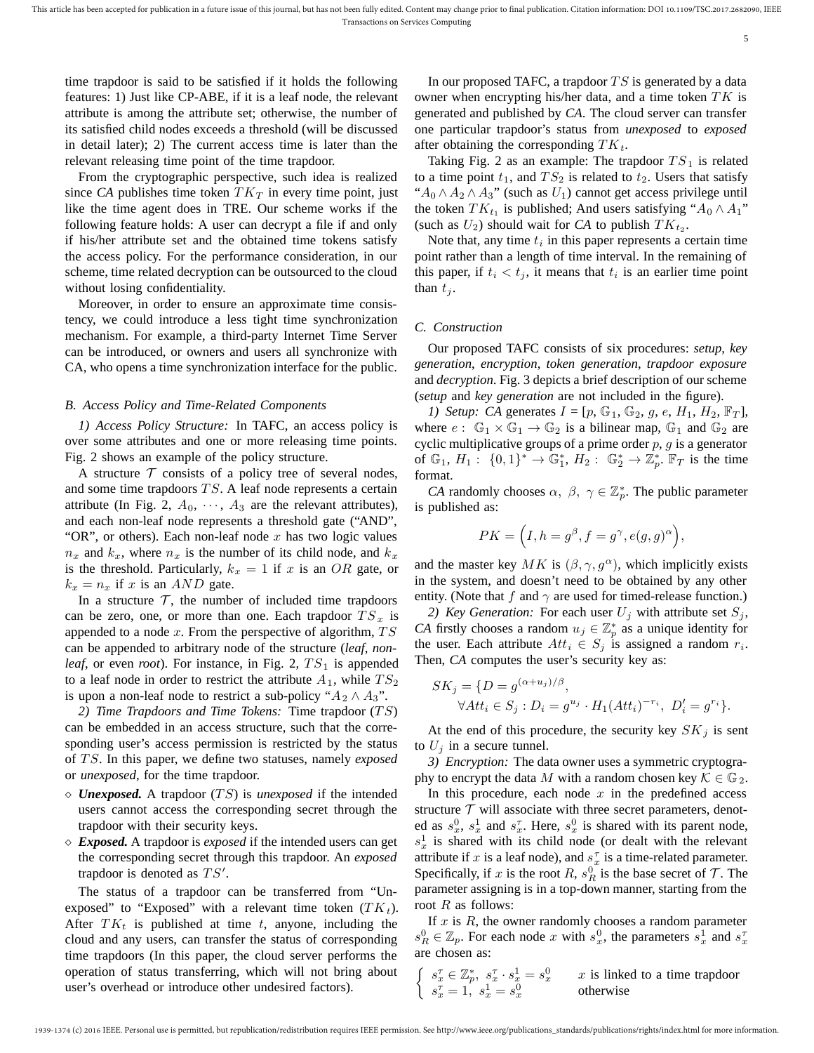time trapdoor is said to be satisfied if it holds the following features: 1) Just like CP-ABE, if it is a leaf node, the relevant attribute is among the attribute set; otherwise, the number of its satisfied child nodes exceeds a threshold (will be discussed in detail later); 2) The current access time is later than the relevant releasing time point of the time trapdoor.

From the cryptographic perspective, such idea is realized since *CA* publishes time token $TK_T$ in every time point, just like the time agent does in TRE. Our scheme works if the following feature holds: A user can decrypt a file if and only if his/her attribute set and the obtained time tokens satisfy the access policy. For the performance consideration, in our scheme, time related decryption can be outsourced to the cloud without losing confidentiality.

Moreover, in order to ensure an approximate time consistency, we could introduce a less tight time synchronization mechanism. For example, a third-party Internet Time Server can be introduced, or owners and users all synchronize with CA, who opens a time synchronization interface for the public.

### B. Access Policy and Time-Related Components

*1) Access Policy Structure:* In TAFC, an access policy is over some attributes and one or more releasing time points. Fig. 2 shows an example of the policy structure.

A structure $\mathcal{T}$ consists of a policy tree of several nodes, and some time trapdoors $TS$. A leaf node represents a certain attribute (In Fig. 2, $A_0, \cdots, A_3$ are the relevant attributes), and each non-leaf node represents a threshold gate ("AND", "OR", or others). Each non-leaf node $x$ has two logic values $n_x$ and $k_x$, where $n_x$ is the number of its child node, and $k_x$ is the threshold. Particularly, $k_x = 1$ if $x$ is an $OR$ gate, or $k_x = n_x$ if $x$ is an $AND$ gate.

In a structure $\mathcal{T}$, the number of included time trapdoors can be zero, one, or more than one. Each trapdoor $TS_x$ is appended to a node $x$. From the perspective of algorithm, $TS$ can be appended to arbitrary node of the structure (*leaf*, *non-leaf*, or even *root*). For instance, in Fig. 2, $TS_1$ is appended to a leaf node in order to restrict the attribute $A_1$, while $TS_2$ is upon a non-leaf node to restrict a sub-policy "$A_2 \wedge A_3$".

*2) Time Trapdoors and Time Tokens:* Time trapdoor ($TS$) can be embedded in an access structure, such that the corresponding user's access permission is restricted by the status of $TS$. In this paper, we define two statuses, namely *exposed* or *unexposed*, for the time trapdoor.

- ◇ ***Unexposed.*** A trapdoor ($TS$) is *unexposed* if the intended users cannot access the corresponding secret through the trapdoor with their security keys.
- ◇ ***Exposed.*** A trapdoor is *exposed* if the intended users can get the corresponding secret through this trapdoor. An *exposed* trapdoor is denoted as $TS'$.

The status of a trapdoor can be transferred from "Unexposed" to "Exposed" with a relevant time token ($TK_t$). After $TK_t$ is published at time $t$, anyone, including the cloud and any users, can transfer the status of corresponding time trapdoors (In this paper, the cloud server performs the operation of status transferring, which will not bring about user's overhead or introduce other undesired factors).

In our proposed TAFC, a trapdoor $TS$ is generated by a data owner when encrypting his/her data, and a time token $TK$ is generated and published by *CA*. The cloud server can transfer one particular trapdoor's status from *unexposed* to *exposed* after obtaining the corresponding $TK_t$.

Taking Fig. 2 as an example: The trapdoor $TS_1$ is related to a time point $t_1$, and $TS_2$ is related to $t_2$. Users that satisfy "$A_0 \wedge A_2 \wedge A_3$" (such as $U_1$) cannot get access privilege until the token $TK_{t_1}$ is published; And users satisfying "$A_0 \wedge A_1$" (such as $U_2$) should wait for *CA* to publish $TK_{t_2}$.

Note that, any time $t_i$ in this paper represents a certain time point rather than a length of time interval. In the remaining of this paper, if $t_i < t_j$, it means that $t_i$ is an earlier time point than $t_j$.

### C. Construction

Our proposed TAFC consists of six procedures: *setup*, *key generation*, *encryption*, *token generation*, *trapdoor exposure* and *decryption*. Fig. 3 depicts a brief description of our scheme (*setup* and *key generation* are not included in the figure).

*1) Setup: CA* generates $I$ = [$p$, $\mathbb{G}_1$, $\mathbb{G}_2$, $g$, $e$, $H_1$, $H_2$, $\mathbb{F}_T$], where $e: \mathbb{G}_1 \times \mathbb{G}_1 \rightarrow \mathbb{G}_2$ is a bilinear map, $\mathbb{G}_1$ and $\mathbb{G}_2$ are cyclic multiplicative groups of a prime order $p$, $g$ is a generator of $\mathbb{G}_1$, $H_1: \{0,1\}^* \rightarrow \mathbb{G}_1^*$, $H_2: \mathbb{G}_2^* \rightarrow \mathbb{Z}_p^*$. $\mathbb{F}_T$ is the time format.

*CA* randomly chooses $\alpha,\ \beta,\ \gamma \in \mathbb{Z}_p^*$. The public parameter is published as:

$$PK = \Big(I, h = g^{\beta}, f = g^{\gamma}, e(g,g)^{\alpha}\Big),$$

and the master key $MK$ is $(\beta, \gamma, g^{\alpha})$, which implicitly exists in the system, and doesn't need to be obtained by any other entity. (Note that $f$ and $\gamma$ are used for timed-release function.)

*2) Key Generation:* For each user $U_j$ with attribute set $S_j$, *CA* firstly chooses a random $u_j \in \mathbb{Z}_p^*$ as a unique identity for the user. Each attribute $Att_i \in S_j$ is assigned a random $r_i$. Then, *CA* computes the user's security key as:

$$SK_j = \{D = g^{(\alpha + u_j)/\beta},\ \forall Att_i \in S_j : D_i = g^{u_j} \cdot H_1(Att_i)^{-r_i},\ D_i' = g^{r_i}\}.$$

At the end of this procedure, the security key $SK_j$ is sent to $U_j$ in a secure tunnel.

*3) Encryption:* The data owner uses a symmetric cryptography to encrypt the data $M$ with a random chosen key $\mathcal{K} \in \mathbb{G}_2$.

In this procedure, each node $x$ in the predefined access structure $\mathcal{T}$ will associate with three secret parameters, denoted as $s_x^0$, $s_x^1$ and $s_x^{\tau}$. Here, $s_x^0$ is shared with its parent node, $s_x^1$ is shared with its child node (or dealt with the relevant attribute if $x$ is a leaf node), and $s_x^{\tau}$ is a time-related parameter. Specifically, if $x$ is the root $R$, $s_R^0$ is the base secret of $\mathcal{T}$. The parameter assigning is in a top-down manner, starting from the root $R$ as follows:

If $x$ is $R$, the owner randomly chooses a random parameter $s_R^0 \in \mathbb{Z}_p$. For each node $x$ with $s_x^0$, the parameters $s_x^1$ and $s_x^{\tau}$ are chosen as:

$$\begin{cases} s_x^{\tau} \in \mathbb{Z}_p^*,\ s_x^{\tau} \cdot s_x^1 = s_x^0 & x \text{ is linked to a time trapdoor} \\ s_x^{\tau} = 1,\ s_x^1 = s_x^0 & \text{otherwise} \end{cases}$$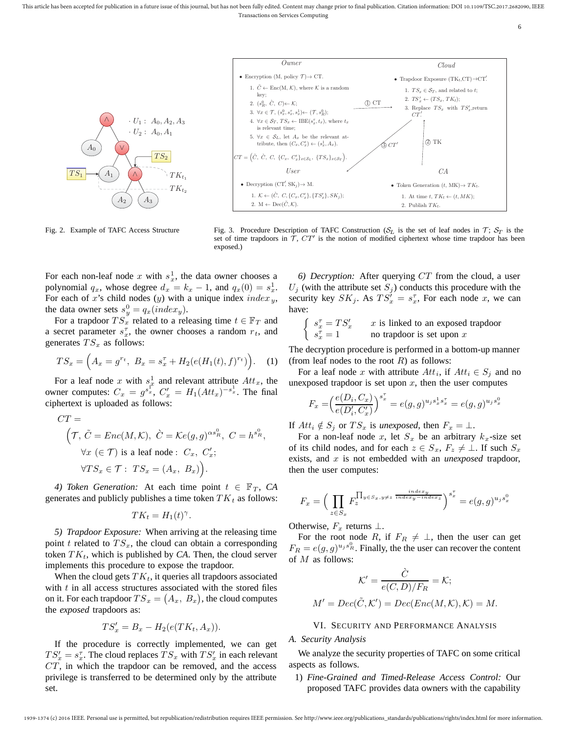Fig. 2. Example of TAFC Access Structure

Fig. 3. Procedure Description of TAFC Construction ($\mathcal{S}_L$ is the set of leaf nodes in $\mathcal{T}$; $\mathcal{S}_T$ is the set of time trapdoors in $\mathcal{T}$, $CT'$ is the notion of modified ciphertext whose time trapdoor has been exposed.)

For each non-leaf node $x$ with $s_x^1$, the data owner chooses a polynomial $q_x$, whose degree $d_x = k_x - 1$, and $q_x(0) = s_x^1$. For each of $x$'s child nodes ($y$) with a unique index $index_y$, the data owner sets $s_y^0 = q_x(index_y)$.

For a trapdoor $TS_x$ related to a releasing time $t \in \mathbb{F}_T$ and a secret parameter $s_x^\tau$, the owner chooses a random $r_t$, and generates $TS_x$ as follows:

$$TS_x = \Big(A_x = g^{r_t},\ B_x = s_x^\tau + H_2(e(H_1(t), f)^{r_t})\Big). \quad (1)$$

For a leaf node $x$ with $s_x^1$ and relevant attribute $Att_x$, the owner computes: $C_x = g^{s_x^1}$, $C_x' = H_1(Att_x)^{-s_x^1}$. The final ciphertext is uploaded as follows:

$$\begin{aligned} CT = &\\ \Big(\mathcal{T},\ &\tilde{C} = Enc(M, \mathcal{K}),\ \grave{C} = \mathcal{K}e(g,g)^{\alpha s_R^0},\ C = h^{s_R^0},\\ &\forall x\ (\in \mathcal{T}) \text{ is a leaf node}:\ C_x,\ C_x';\\ &\forall TS_x \in \mathcal{T}:\ TS_x = (A_x,\ B_x)\Big). \end{aligned}$$

*4) Token Generation:* At each time point $t \in \mathbb{F}_T$, *CA* generates and publicly publishes a time token $TK_t$ as follows:

$$TK_t = H_1(t)^\gamma.$$

*5) Trapdoor Exposure:* When arriving at the releasing time point $t$ related to $TS_x$, the cloud can obtain a corresponding token $TK_t$, which is published by *CA*. Then, the cloud server implements this procedure to expose the trapdoor.

When the cloud gets $TK_t$, it queries all trapdoors associated with $t$ in all access structures associated with the stored files on it. For each trapdoor $TS_x = (A_x,\ B_x)$, the cloud computes the *exposed* trapdoors as:

$$TS_x' = B_x - H_2(e(TK_t, A_x)).$$

If the procedure is correctly implemented, we can get $TS_x' = s_x^\tau$. The cloud replaces $TS_x$ with $TS_x'$ in each relevant $CT$, in which the trapdoor can be removed, and the access privilege is transferred to be determined only by the attribute set.

*6) Decryption:* After querying $CT$ from the cloud, a user $U_j$ (with the attribute set $S_j$) conducts this procedure with the security key $SK_j$. As $TS_x' = s_x^\tau$, For each node $x$, we can have:

$$\begin{cases} s_x^\tau = TS_x' & x \text{ is linked to an exposed trapdoor} \\ s_x^\tau = 1 & \text{no trapdoor is set upon } x \end{cases}$$

The decryption procedure is performed in a bottom-up manner (from leaf nodes to the root $R$) as follows:

For a leaf node $x$ with attribute $Att_i$, if $Att_i \in S_j$ and no unexposed trapdoor is set upon $x$, then the user computes

$$F_x = \Big(\frac{e(D_i, C_x)}{e(D_i', C_x')}\Big)^{s_x^\tau} = e(g,g)^{u_j s_x^1 s_x^\tau} = e(g,g)^{u_j s_x^0}$$

If $Att_i \notin S_j$ or $TS_x$ is *unexposed*, then $F_x = \perp$.

For a non-leaf node $x$, let $S_x$ be an arbitrary $k_x$-size set of its child nodes, and for each $z \in S_x$, $F_z \neq \perp$. If such $S_x$ exists, and $x$ is not embedded with an *unexposed* trapdoor, then the user computes:

$$F_x = \Big(\prod_{z \in S_x} F_z^{\prod_{y \in S_x, y \neq z} \frac{index_y}{index_y - index_z}}\Big)^{s_x^\tau} = e(g,g)^{u_j s_x^0}$$

Otherwise, $F_x$ returns $\perp$.

For the root node $R$, if $F_R \neq \perp$, then the user can get $F_R = e(g,g)^{u_j s_R^0}$. Finally, the the user can recover the content of $M$ as follows:

$$\mathcal{K}' = \frac{\grave{C}}{e(C, D)/F_R} = \mathcal{K};$$

$$M' = Dec(\tilde{C}, \mathcal{K}') = Dec(Enc(M, \mathcal{K}), \mathcal{K}) = M.$$

## VI. Security and Performance Analysis

### A. Security Analysis

We analyze the security properties of TAFC on some critical aspects as follows.

1) *Fine-Grained and Timed-Release Access Control:* Our proposed TAFC provides data owners with the capability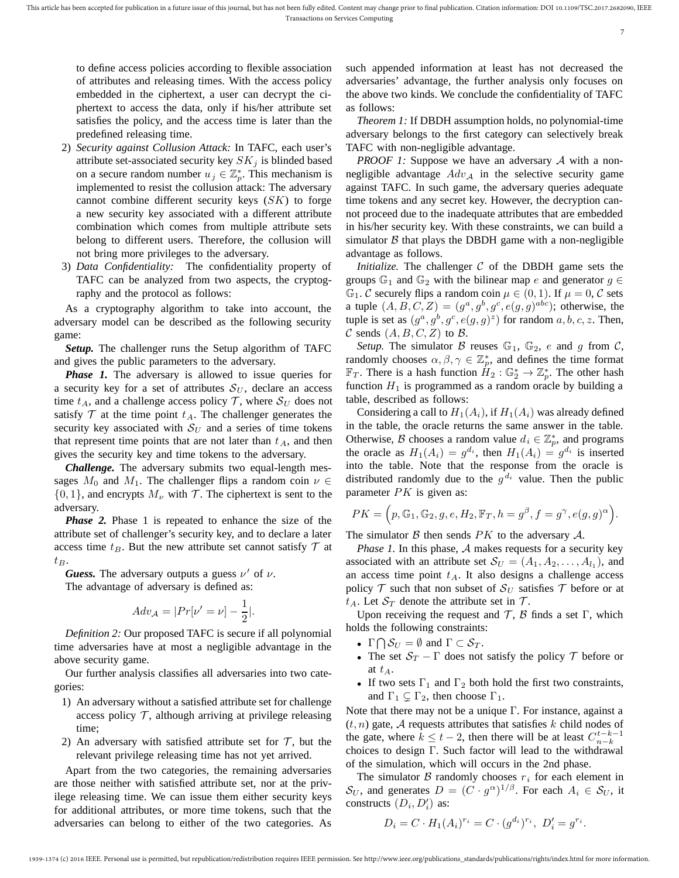to define access policies according to flexible association of attributes and releasing times. With the access policy embedded in the ciphertext, a user can decrypt the ciphertext to access the data, only if his/her attribute set satisfies the policy, and the access time is later than the predefined releasing time.

2) *Security against Collusion Attack:* In TAFC, each user's attribute set-associated security key $SK_j$ is blinded based on a secure random number $u_j \in \mathbb{Z}_p^*$. This mechanism is implemented to resist the collusion attack: The adversary cannot combine different security keys ($SK$) to forge a new security key associated with a different attribute combination which comes from multiple attribute sets belong to different users. Therefore, the collusion will not bring more privileges to the adversary.

3) *Data Confidentiality:* The confidentiality property of TAFC can be analyzed from two aspects, the cryptography and the protocol as follows:

As a cryptography algorithm to take into account, the adversary model can be described as the following security game:

***Setup.*** The challenger runs the Setup algorithm of TAFC and gives the public parameters to the adversary.

***Phase 1.*** The adversary is allowed to issue queries for a security key for a set of attributes $\mathcal{S}_U$, declare an access time $t_A$, and a challenge access policy $\mathcal{T}$, where $\mathcal{S}_U$ does not satisfy $\mathcal{T}$ at the time point $t_A$. The challenger generates the security key associated with $\mathcal{S}_U$ and a series of time tokens that represent time points that are not later than $t_A$, and then gives the security key and time tokens to the adversary.

***Challenge.*** The adversary submits two equal-length messages $M_0$ and $M_1$. The challenger flips a random coin $\nu \in \{0,1\}$, and encrypts $M_\nu$ with $\mathcal{T}$. The ciphertext is sent to the adversary.

***Phase 2.*** Phase 1 is repeated to enhance the size of the attribute set of challenger's security key, and to declare a later access time $t_B$. But the new attribute set cannot satisfy $\mathcal{T}$ at $t_B$.

***Guess.*** The adversary outputs a guess $\nu'$ of $\nu$.

The advantage of adversary is defined as:

$$Adv_{\mathcal{A}} = |Pr[\nu' = \nu] - \frac{1}{2}|.$$

*Definition 2:* Our proposed TAFC is secure if all polynomial time adversaries have at most a negligible advantage in the above security game.

Our further analysis classifies all adversaries into two categories:

1) An adversary without a satisfied attribute set for challenge access policy $\mathcal{T}$, although arriving at privilege releasing time;
2) An adversary with satisfied attribute set for $\mathcal{T}$, but the relevant privilege releasing time has not yet arrived.

Apart from the two categories, the remaining adversaries are those neither with satisfied attribute set, nor at the privilege releasing time. We can issue them either security keys for additional attributes, or more time tokens, such that the adversaries can belong to either of the two categories. As such appended information at least has not decreased the adversaries' advantage, the further analysis only focuses on the above two kinds. We conclude the confidentiality of TAFC as follows:

*Theorem 1:* If DBDH assumption holds, no polynomial-time adversary belongs to the first category can selectively break TAFC with non-negligible advantage.

*PROOF 1:* Suppose we have an adversary $\mathcal{A}$ with a non-negligible advantage $Adv_{\mathcal{A}}$ in the selective security game against TAFC. In such game, the adversary queries adequate time tokens and any secret key. However, the decryption cannot proceed due to the inadequate attributes that are embedded in his/her security key. With these constraints, we can build a simulator $\mathcal{B}$ that plays the DBDH game with a non-negligible advantage as follows.

*Initialize.* The challenger $\mathcal{C}$ of the DBDH game sets the groups $\mathbb{G}_1$ and $\mathbb{G}_2$ with the bilinear map $e$ and generator $g \in \mathbb{G}_1$. $\mathcal{C}$ securely flips a random coin $\mu \in (0,1)$. If $\mu = 0$, $\mathcal{C}$ sets a tuple $(A, B, C, Z) = (g^a, g^b, g^c, e(g,g)^{abc})$; otherwise, the tuple is set as $(g^a, g^b, g^c, e(g,g)^z)$ for random $a, b, c, z$. Then, $\mathcal{C}$ sends $(A, B, C, Z)$ to $\mathcal{B}$.

*Setup.* The simulator $\mathcal{B}$ reuses $\mathbb{G}_1$, $\mathbb{G}_2$, $e$ and $g$ from $\mathcal{C}$, randomly chooses $\alpha, \beta, \gamma \in \mathbb{Z}_p^*$, and defines the time format $\mathbb{F}_T$. There is a hash function $H_2 : \mathbb{G}_2^* \to \mathbb{Z}_p^*$. The other hash function $H_1$ is programmed as a random oracle by building a table, described as follows:

Considering a call to $H_1(A_i)$, if $H_1(A_i)$ was already defined in the table, the oracle returns the same answer in the table. Otherwise, $\mathcal{B}$ chooses a random value $d_i \in \mathbb{Z}_p^*$, and programs the oracle as $H_1(A_i) = g^{d_i}$, then $H_1(A_i) = g^{d_i}$ is inserted into the table. Note that the response from the oracle is distributed randomly due to the $g^{d_i}$ value. Then the public parameter $PK$ is given as:

$$PK = \Big(p, \mathbb{G}_1, \mathbb{G}_2, g, e, H_2, \mathbb{F}_T, h = g^\beta, f = g^\gamma, e(g,g)^\alpha\Big).$$

The simulator $\mathcal{B}$ then sends $PK$ to the adversary $\mathcal{A}$.

*Phase 1.* In this phase, $\mathcal{A}$ makes requests for a security key associated with an attribute set $\mathcal{S}_U = (A_1, A_2, \ldots, A_{l_1})$, and an access time point $t_A$. It also designs a challenge access policy $\mathcal{T}$ such that non subset of $\mathcal{S}_U$ satisfies $\mathcal{T}$ before or at $t_A$. Let $\mathcal{S}_T$ denote the attribute set in $\mathcal{T}$.

Upon receiving the request and $\mathcal{T}$, $\mathcal{B}$ finds a set $\Gamma$, which holds the following constraints:

- $\Gamma \bigcap \mathcal{S}_U = \emptyset$ and $\Gamma \subset \mathcal{S}_T$.
- The set $\mathcal{S}_T - \Gamma$ does not satisfy the policy $\mathcal{T}$ before or at $t_A$.
- If two sets $\Gamma_1$ and $\Gamma_2$ both hold the first two constraints, and $\Gamma_1 \subsetneq \Gamma_2$, then choose $\Gamma_1$.

Note that there may not be a unique $\Gamma$. For instance, against a $(t, n)$ gate, $\mathcal{A}$ requests attributes that satisfies $k$ child nodes of the gate, where $k \leq t-2$, then there will be at least $C_{n-k}^{t-k-1}$ choices to design $\Gamma$. Such factor will lead to the withdrawal of the simulation, which will occurs in the 2nd phase.

The simulator $\mathcal{B}$ randomly chooses $r_i$ for each element in $\mathcal{S}_U$, and generates $D = (C \cdot g^\alpha)^{1/\beta}$. For each $A_i \in \mathcal{S}_U$, it constructs $(D_i, D_i')$ as:

$$D_i = C \cdot H_1(A_i)^{r_i} = C \cdot (g^{d_i})^{r_i},\ D_i' = g^{r_i}.$$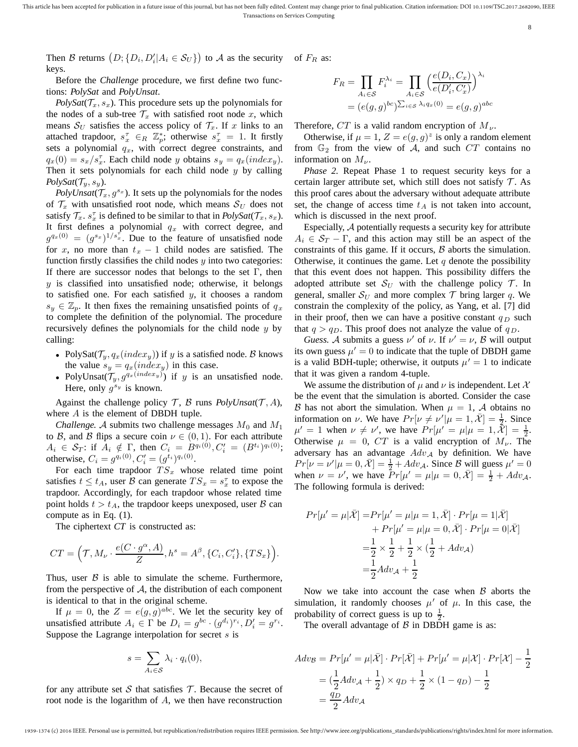Then $\mathcal{B}$ returns $\left(D; \{D_i, D'_i | A_i \in \mathcal{S}_U\}\right)$ to $\mathcal{A}$ as the security keys.

Before the *Challenge* procedure, we first define two functions: *PolySat* and *PolyUnsat*.

*PolySat*($\mathcal{T}_x, s_x$). This procedure sets up the polynomials for the nodes of a sub-tree $\mathcal{T}_x$ with satisfied root node $x$, which means $\mathcal{S}_U$ satisfies the access policy of $\mathcal{T}_x$. If $x$ links to an attached trapdoor, $s_x^\tau \in_R \mathbb{Z}_p^*$; otherwise $s_x^\tau = 1$. It firstly sets a polynomial $q_x$, with correct degree constraints, and $q_x(0) = s_x / s_x^\tau$. Each child node $y$ obtains $s_y = q_x(index_y)$. Then it sets polynomials for each child node $y$ by calling *PolySat*($\mathcal{T}_y, s_y$).

*PolyUnsat*($\mathcal{T}_x, g^{s_x}$). It sets up the polynomials for the nodes of $\mathcal{T}_x$ with unsatisfied root node, which means $\mathcal{S}_U$ does not satisfy $\mathcal{T}_x$. $s_x^\tau$ is defined to be similar to that in *PolySat*($\mathcal{T}_x, s_x$). It first defines a polynomial $q_x$ with correct degree, and $g^{q_x(0)} = (g^{s_x})^{1/s_x^\tau}$. Due to the feature of unsatisfied node for $x$, no more than $t_x - 1$ child nodes are satisfied. The function firstly classifies the child nodes $y$ into two categories: If there are successor nodes that belongs to the set $\Gamma$, then $y$ is classified into unsatisfied node; otherwise, it belongs to satisfied one. For each satisfied $y$, it chooses a random $s_y \in \mathbb{Z}_p$. It then fixes the remaining unsatisfied points of $q_x$ to complete the definition of the polynomial. The procedure recursively defines the polynomials for the child node $y$ by calling:

- PolySat($\mathcal{T}_y, q_x(index_y)$) if $y$ is a satisfied node. $\mathcal{B}$ knows the value $s_y = q_x(index_y)$ in this case.
- PolyUnsat($\mathcal{T}_y, g^{q_x(index_y)}$) if $y$ is an unsatisfied node. Here, only $g^{s_y}$ is known.

Against the challenge policy $\mathcal{T}$, $\mathcal{B}$ runs *PolyUnsat*($\mathcal{T}, A$), where $A$ is the element of DBDH tuple.

*Challenge.* $\mathcal{A}$ submits two challenge messages $M_0$ and $M_1$ to $\mathcal{B}$, and $\mathcal{B}$ flips a secure coin $\nu \in (0, 1)$. For each attribute $A_i \in \mathcal{S}_T$: if $A_i \notin \Gamma$, then $C_i = B^{q_i(0)}, C'_i = (B^{t_i})^{q_i(0)}$; otherwise, $C_i = g^{q_i(0)}, C'_i = (g^{t_i})^{q_i(0)}$.

For each time trapdoor $TS_x$ whose related time point satisfies $t \leq t_A$, user $\mathcal{B}$ can generate $TS_x = s_x^\tau$ to expose the trapdoor. Accordingly, for each trapdoor whose related time point holds $t > t_A$, the trapdoor keeps unexposed, user $\mathcal{B}$ can compute as in Eq. (1).

The ciphertext *CT* is constructed as:

$$CT = \Big(\mathcal{T}, M_\nu \cdot \frac{e(C \cdot g^\alpha, A)}{Z}, h^s = A^\beta, \{C_i, C'_i\}, \{TS_x\}\Big).$$

Thus, user $\mathcal{B}$ is able to simulate the scheme. Furthermore, from the perspective of $\mathcal{A}$, the distribution of each component is identical to that in the original scheme.

If $\mu = 0$, the $Z = e(g, g)^{abc}$. We let the security key of unsatisfied attribute $A_i \in \Gamma$ be $D_i = g^{bc} \cdot (g^{d_i})^{r_i}, D'_i = g^{r_i}$. Suppose the Lagrange interpolation for secret $s$ is

$$s = \sum_{A_i \in \mathcal{S}} \lambda_i \cdot q_i(0),$$

for any attribute set $\mathcal{S}$ that satisfies $\mathcal{T}$. Because the secret of root node is the logarithm of $A$, we then have reconstruction of $F_R$ as:

$$\begin{aligned} F_R &= \prod_{A_i \in \mathcal{S}} F_i^{\lambda_i} = \prod_{A_i \in \mathcal{S}} \Big(\frac{e(D_i, C_x)}{e(D'_i, C'_x)}\Big)^{\lambda_i} \\ &= (e(g, g)^{bc})^{\sum_{i \in \mathcal{S}} \lambda_i q_x(0)} = e(g, g)^{abc} \end{aligned}$$

Therefore, $CT$ is a valid random encryption of $M_\nu$.

Otherwise, if $\mu = 1$, $Z = e(g, g)^z$ is only a random element from $\mathbb{G}_2$ from the view of $\mathcal{A}$, and such $CT$ contains no information on $M_\nu$.

*Phase 2.* Repeat Phase 1 to request security keys for a certain larger attribute set, which still does not satisfy $\mathcal{T}$. As this proof cares about the adversary without adequate attribute set, the change of access time $t_A$ is not taken into account, which is discussed in the next proof.

Especially, $\mathcal{A}$ potentially requests a security key for attribute $A_i \in \mathcal{S}_T - \Gamma$, and this action may still be an aspect of the constraints of this game. If it occurs, $\mathcal{B}$ aborts the simulation. Otherwise, it continues the game. Let $q$ denote the possibility that this event does not happen. This possibility differs the adopted attribute set $\mathcal{S}_U$ with the challenge policy $\mathcal{T}$. In general, smaller $\mathcal{S}_U$ and more complex $\mathcal{T}$ bring larger $q$. We constrain the complexity of the policy, as Yang, et al. [7] did in their proof, then we can have a positive constant $q_D$ such that $q > q_D$. This proof does not analyze the value of $q_D$.

*Guess.* $\mathcal{A}$ submits a guess $\nu'$ of $\nu$. If $\nu' = \nu$, $\mathcal{B}$ will output its own guess $\mu' = 0$ to indicate that the tuple of DBDH game is a valid BDH-tuple; otherwise, it outputs $\mu' = 1$ to indicate that it was given a random 4-tuple.

We assume the distribution of $\mu$ and $\nu$ is independent. Let $\mathcal{X}$ be the event that the simulation is aborted. Consider the case $\mathcal{B}$ has not abort the simulation. When $\mu = 1$, $\mathcal{A}$ obtains no information on $\nu$. We have $Pr[\nu \neq \nu' | \mu = 1, \bar{\mathcal{X}}] = \frac{1}{2}$. Since $\mu' = 1$ when $\nu \neq \nu'$, we have $Pr[\mu' = \mu | \mu = 1, \bar{\mathcal{X}}] = \frac{1}{2}$. Otherwise $\mu = 0$, $CT$ is a valid encryption of $M_\nu$. The adversary has an advantage $Adv_\mathcal{A}$ by definition. We have $Pr[\nu = \nu' | \mu = 0, \bar{\mathcal{X}}] = \frac{1}{2} + Adv_\mathcal{A}$. Since $\mathcal{B}$ will guess $\mu' = 0$ when $\nu = \nu'$, we have $Pr[\mu' = \mu | \mu = 0, \bar{\mathcal{X}}] = \frac{1}{2} + Adv_\mathcal{A}$. The following formula is derived:

$$\begin{aligned} Pr[\mu' = \mu | \bar{\mathcal{X}}] =& Pr[\mu' = \mu | \mu = 1, \bar{\mathcal{X}}] \cdot Pr[\mu = 1 | \bar{\mathcal{X}}] \\ &+ Pr[\mu' = \mu | \mu = 0, \bar{\mathcal{X}}] \cdot Pr[\mu = 0 | \bar{\mathcal{X}}] \\ =& \frac{1}{2} \times \frac{1}{2} + \frac{1}{2} \times (\frac{1}{2} + Adv_\mathcal{A}) \\ =& \frac{1}{2} Adv_\mathcal{A} + \frac{1}{2} \end{aligned}$$

Now we take into account the case when $\mathcal{B}$ aborts the simulation, it randomly chooses $\mu'$ of $\mu$. In this case, the probability of correct guess is up to $\frac{1}{2}$.

The overall advantage of $\mathcal{B}$ in DBDH game is as:

$$\begin{aligned} Adv_\mathcal{B} &= Pr[\mu' = \mu | \bar{\mathcal{X}}] \cdot Pr[\bar{\mathcal{X}}] + Pr[\mu' = \mu | \mathcal{X}] \cdot Pr[\mathcal{X}] - \frac{1}{2} \\ &= (\frac{1}{2} Adv_\mathcal{A} + \frac{1}{2}) \times q_D + \frac{1}{2} \times (1 - q_D) - \frac{1}{2} \\ &= \frac{q_D}{2} Adv_\mathcal{A} \end{aligned}$$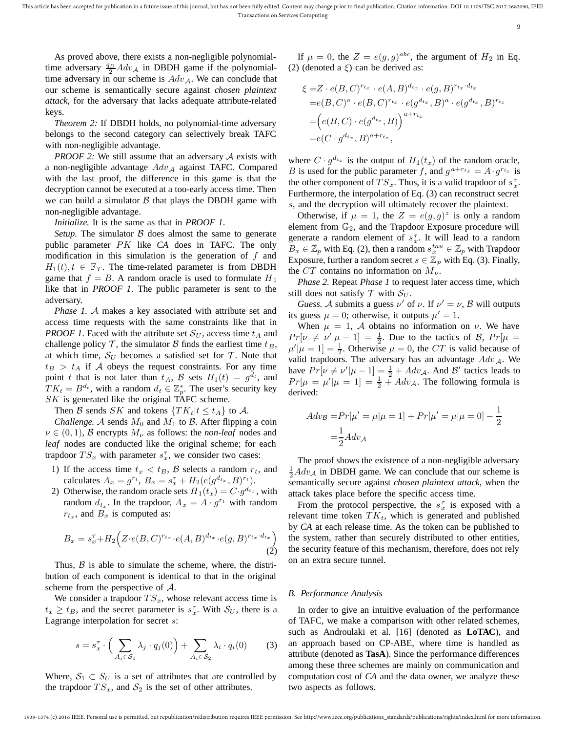As proved above, there exists a non-negligible polynomial-time adversary $\frac{q_D}{2}Adv_{\mathcal{A}}$ in DBDH game if the polynomial-time adversary in our scheme is $Adv_{\mathcal{A}}$. We can conclude that our scheme is semantically secure against *chosen plaintext attack*, for the adversary that lacks adequate attribute-related keys.

*Theorem 2:* If DBDH holds, no polynomial-time adversary belongs to the second category can selectively break TAFC with non-negligible advantage.

*PROOF 2:* We still assume that an adversary $\mathcal{A}$ exists with a non-negligible advantage $Adv_{\mathcal{A}}$ against TAFC. Compared with the last proof, the difference in this game is that the decryption cannot be executed at a too-early access time. Then we can build a simulator $\mathcal{B}$ that plays the DBDH game with non-negligible advantage.

*Initialize.* It is the same as that in *PROOF 1*.

*Setup.* The simulator $\mathcal{B}$ does almost the same to generate public parameter $PK$ like *CA* does in TAFC. The only modification in this simulation is the generation of $f$ and $H_1(t), t \in \mathbb{F}_T$. The time-related parameter is from DBDH game that $f = B$. A random oracle is used to formulate $H_1$ like that in *PROOF 1*. The public parameter is sent to the adversary.

*Phase 1.* $\mathcal{A}$ makes a key associated with attribute set and access time requests with the same constraints like that in *PROOF 1*. Faced with the attribute set $\mathcal{S}_U$, access time $t_A$ and challenge policy $\mathcal{T}$, the simulator $\mathcal{B}$ finds the earliest time $t_B$, at which time, $\mathcal{S}_U$ becomes a satisfied set for $\mathcal{T}$. Note that $t_B > t_A$ if $\mathcal{A}$ obeys the request constraints. For any time point $t$ that is not later than $t_A$, $\mathcal{B}$ sets $H_1(t) = g^{d_t}$, and $TK_t = B^{d_t}$, with a random $d_t \in \mathbb{Z}_p^*$. The user's security key $SK$ is generated like the original TAFC scheme.

Then $\mathcal{B}$ sends $SK$ and tokens $\{TK_t | t \leq t_A\}$ to $\mathcal{A}$.

*Challenge.* $\mathcal{A}$ sends $M_0$ and $M_1$ to $\mathcal{B}$. After flipping a coin $\nu \in (0,1)$, $\mathcal{B}$ encrypts $M_\nu$ as follows: the *non-leaf* nodes and *leaf* nodes are conducted like the original scheme; for each trapdoor $TS_x$ with parameter $s_x^\tau$, we consider two cases:

1) If the access time $t_x < t_B$, $\mathcal{B}$ selects a random $r_t$, and calculates $A_x = g^{r_t}$, $B_x = s_x^\tau + H_2(e(g^{d_{t_x}}, B)^{r_t})$.
2) Otherwise, the random oracle sets $H_1(t_x) = C \cdot g^{d_{t_x}}$, with random $d_{t_x}$. In the trapdoor, $A_x = A \cdot g^{r_t}$ with random $r_{t_x}$, and $B_x$ is computed as:

$$B_x = s_x^\tau + H_2\Big(Z \cdot e(B, C)^{r_{tx}} \cdot e(A, B)^{d_{tx}} \cdot e(g, B)^{r_{tx} \cdot d_{tx}}\Big) \tag{2}$$

Thus, $\mathcal{B}$ is able to simulate the scheme, where, the distribution of each component is identical to that in the original scheme from the perspective of $\mathcal{A}$.

We consider a trapdoor $TS_x$, whose relevant access time is $t_x \geq t_B$, and the secret parameter is $s_x^\tau$. With $\mathcal{S}_U$, there is a Lagrange interpolation for secret $s$:

$$s = s_x^\tau \cdot \Big( \sum_{A_i \in \mathcal{S}_1} \lambda_j \cdot q_j(0) \Big) + \sum_{A_i \in \mathcal{S}_2} \lambda_i \cdot q_i(0) \tag{3}$$

Where, $\mathcal{S}_1 \subset S_U$ is a set of attributes that are controlled by the trapdoor $TS_x$, and $\mathcal{S}_2$ is the set of other attributes.

If $\mu = 0$, the $Z = e(g,g)^{abc}$, the argument of $H_2$ in Eq. (2) (denoted a $\xi$) can be derived as:

$$\begin{aligned}
\xi =& Z \cdot e(B, C)^{r_{tx}} \cdot e(A, B)^{d_{tx}} \cdot e(g, B)^{r_{tx} \cdot d_{tx}} \\
=& e(B, C)^a \cdot e(B, C)^{r_{tx}} \cdot e(g^{d_{tx}}, B)^a \cdot e(g^{d_{tx}}, B)^{r_{tx}} \\
=& \Big(e(B, C) \cdot e(g^{d_{tx}}, B)\Big)^{a + r_{tx}} \\
=& e(C \cdot g^{d_{tx}}, B)^{a + r_{tx}},
\end{aligned}$$

where $C \cdot g^{d_{tx}}$ is the output of $H_1(t_x)$ of the random oracle, $B$ is used for the public parameter $f$, and $g^{a + r_{tx}} = A \cdot g^{r_{tx}}$ is the other component of $TS_x$. Thus, it is a valid trapdoor of $s_x^\tau$. Furthermore, the interpolation of Eq. (3) can reconstruct secret $s$, and the decryption will ultimately recover the plaintext.

Otherwise, if $\mu = 1$, the $Z = e(g,g)^z$ is only a random element from $\mathbb{G}_2$, and the Trapdoor Exposure procedure will generate a random element of $s_x^\tau$. It will lead to a random $B_x \in \mathbb{Z}_p$ with Eq. (2), then a random $s_x^{tau} \in \mathbb{Z}_p$ with Trapdoor Exposure, further a random secret $s \in \mathbb{Z}_p$ with Eq. (3). Finally, the $CT$ contains no information on $M_\nu$.

*Phase 2.* Repeat *Phase 1* to request later access time, which still does not satisfy $\mathcal{T}$ with $\mathcal{S}_U$.

*Guess.* $\mathcal{A}$ submits a guess $\nu'$ of $\nu$. If $\nu' = \nu$, $\mathcal{B}$ will outputs its guess $\mu = 0$; otherwise, it outputs $\mu' = 1$.

When $\mu = 1$, $\mathcal{A}$ obtains no information on $\nu$. We have $Pr[\nu \neq \nu' | \mu - 1] = \frac{1}{2}$. Due to the tactics of $\mathcal{B}$, $Pr[\mu = \mu' | \mu = 1] = \frac{1}{2}$. Otherwise $\mu = 0$, the $CT$ is valid because of valid trapdoors. The adversary has an advantage $Adv_{\mathcal{A}}$. We have $Pr[\nu \neq \nu' | \mu - 1] = \frac{1}{2} + Adv_{\mathcal{A}}$. And $\mathcal{B}'$ tactics leads to $Pr[\mu = \mu' | \mu = 1] = \frac{1}{2} + Adv_{\mathcal{A}}$. The following formula is derived:

$$\begin{aligned}
Adv_{\mathcal{B}} =& Pr[\mu' = \mu | \mu = 1] + Pr[\mu' = \mu | \mu = 0] - \frac{1}{2} \\
=& \frac{1}{2} Adv_{\mathcal{A}}
\end{aligned}$$

The proof shows the existence of a non-negligible adversary $\frac{1}{2}Adv_{\mathcal{A}}$ in DBDH game. We can conclude that our scheme is semantically secure against *chosen plaintext attack*, when the attack takes place before the specific access time.

From the protocol perspective, the $s_x^\tau$ is exposed with a relevant time token $TK_t$, which is generated and published by *CA* at each release time. As the token can be published to the system, rather than securely distributed to other entities, the security feature of this mechanism, therefore, does not rely on an extra secure tunnel.

### *B. Performance Analysis*

In order to give an intuitive evaluation of the performance of TAFC, we make a comparison with other related schemes, such as Androulaki et al. [16] (denoted as **LoTAC**), and an approach based on CP-ABE, where time is handled as attribute (denoted as **TasA**). Since the performance differences among these three schemes are mainly on communication and computation cost of *CA* and the data owner, we analyze these two aspects as follows.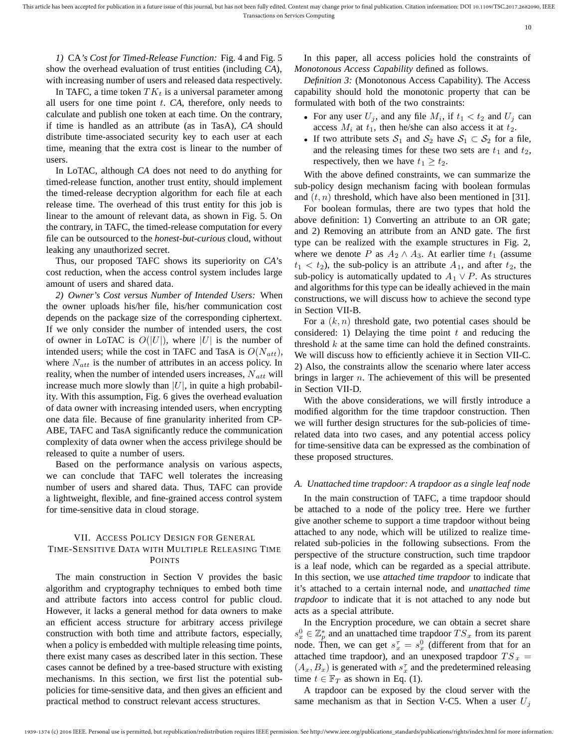*1) CA's Cost for Timed-Release Function:* Fig. 4 and Fig. 5 show the overhead evaluation of trust entities (including *CA*), with increasing number of users and released data respectively.

In TAFC, a time token $TK_t$ is a universal parameter among all users for one time point $t$. *CA*, therefore, only needs to calculate and publish one token at each time. On the contrary, if time is handled as an attribute (as in TasA), *CA* should distribute time-associated security key to each user at each time, meaning that the extra cost is linear to the number of users.

In LoTAC, although *CA* does not need to do anything for timed-release function, another trust entity, should implement the timed-release decryption algorithm for each file at each release time. The overhead of this trust entity for this job is linear to the amount of relevant data, as shown in Fig. 5. On the contrary, in TAFC, the timed-release computation for every file can be outsourced to the *honest-but-curious* cloud, without leaking any unauthorized secret.

Thus, our proposed TAFC shows its superiority on *CA*'s cost reduction, when the access control system includes large amount of users and shared data.

*2) Owner's Cost versus Number of Intended Users:* When the owner uploads his/her file, his/her communication cost depends on the package size of the corresponding ciphertext. If we only consider the number of intended users, the cost of owner in LoTAC is $O(|U|)$, where $|U|$ is the number of intended users; while the cost in TAFC and TasA is $O(N_{att})$, where $N_{att}$ is the number of attributes in an access policy. In reality, when the number of intended users increases, $N_{att}$ will increase much more slowly than $|U|$, in quite a high probability. With this assumption, Fig. 6 gives the overhead evaluation of data owner with increasing intended users, when encrypting one data file. Because of fine granularity inherited from CP-ABE, TAFC and TasA significantly reduce the communication complexity of data owner when the access privilege should be released to quite a number of users.

Based on the performance analysis on various aspects, we can conclude that TAFC well tolerates the increasing number of users and shared data. Thus, TAFC can provide a lightweight, flexible, and fine-grained access control system for time-sensitive data in cloud storage.

## VII. Access Policy Design for General Time-Sensitive Data with Multiple Releasing Time Points

The main construction in Section V provides the basic algorithm and cryptography techniques to embed both time and attribute factors into access control for public cloud. However, it lacks a general method for data owners to make an efficient access structure for arbitrary access privilege construction with both time and attribute factors, especially, when a policy is embedded with multiple releasing time points, there exist many cases as described later in this section. These cases cannot be defined by a tree-based structure with existing mechanisms. In this section, we first list the potential sub-policies for time-sensitive data, and then gives an efficient and practical method to construct relevant access structures.

In this paper, all access policies hold the constraints of *Monotonous Access Capability* defined as follows.

*Definition 3:* (Monotonous Access Capability). The Access capability should hold the monotonic property that can be formulated with both of the two constraints:

- For any user $U_j$, and any file $M_i$, if $t_1 < t_2$ and $U_j$ can access $M_i$ at $t_1$, then he/she can also access it at $t_2$.
- If two attribute sets $\mathcal{S}_1$ and $\mathcal{S}_2$ have $\mathcal{S}_1 \subset \mathcal{S}_2$ for a file, and the releasing times for these two sets are $t_1$ and $t_2$, respectively, then we have $t_1 \geq t_2$.

With the above defined constraints, we can summarize the sub-policy design mechanism facing with boolean formulas and $(t, n)$ threshold, which have also been mentioned in [31].

For boolean formulas, there are two types that hold the above definition: 1) Converting an attribute to an OR gate; and 2) Removing an attribute from an AND gate. The first type can be realized with the example structures in Fig. 2, where we denote $P$ as $A_2 \wedge A_3$. At earlier time $t_1$ (assume $t_1 < t_2$), the sub-policy is an attribute $A_1$, and after $t_2$, the sub-policy is automatically updated to $A_1 \vee P$. As structures and algorithms for this type can be ideally achieved in the main constructions, we will discuss how to achieve the second type in Section VII-B.

For a $(k, n)$ threshold gate, two potential cases should be considered: 1) Delaying the time point $t$ and reducing the threshold $k$ at the same time can hold the defined constraints. We will discuss how to efficiently achieve it in Section VII-C. 2) Also, the constraints allow the scenario where later access brings in larger $n$. The achievement of this will be presented in Section VII-D.

With the above considerations, we will firstly introduce a modified algorithm for the time trapdoor construction. Then we will further design structures for the sub-policies of time-related data into two cases, and any potential access policy for time-sensitive data can be expressed as the combination of these proposed structures.

### A. Unattached time trapdoor: A trapdoor as a single leaf node

In the main construction of TAFC, a time trapdoor should be attached to a node of the policy tree. Here we further give another scheme to support a time trapdoor without being attached to any node, which will be utilized to realize time-related sub-policies in the following subsections. From the perspective of the structure construction, such time trapdoor is a leaf node, which can be regarded as a special attribute. In this section, we use *attached time trapdoor* to indicate that it's attached to a certain internal node, and *unattached time trapdoor* to indicate that it is not attached to any node but acts as a special attribute.

In the Encryption procedure, we can obtain a secret share $s_x^0 \in \mathbb{Z}_p^*$ and an unattached time trapdoor $TS_x$ from its parent node. Then, we can get $s_x^\tau = s_x^0$ (different from that for an attached time trapdoor), and an unexposed trapdoor $TS_x = (A_x, B_x)$ is generated with $s_x^\tau$ and the predetermined releasing time $t \in \mathbb{F}_T$ as shown in Eq. (1).

A trapdoor can be exposed by the cloud server with the same mechanism as that in Section V-C5. When a user $U_j$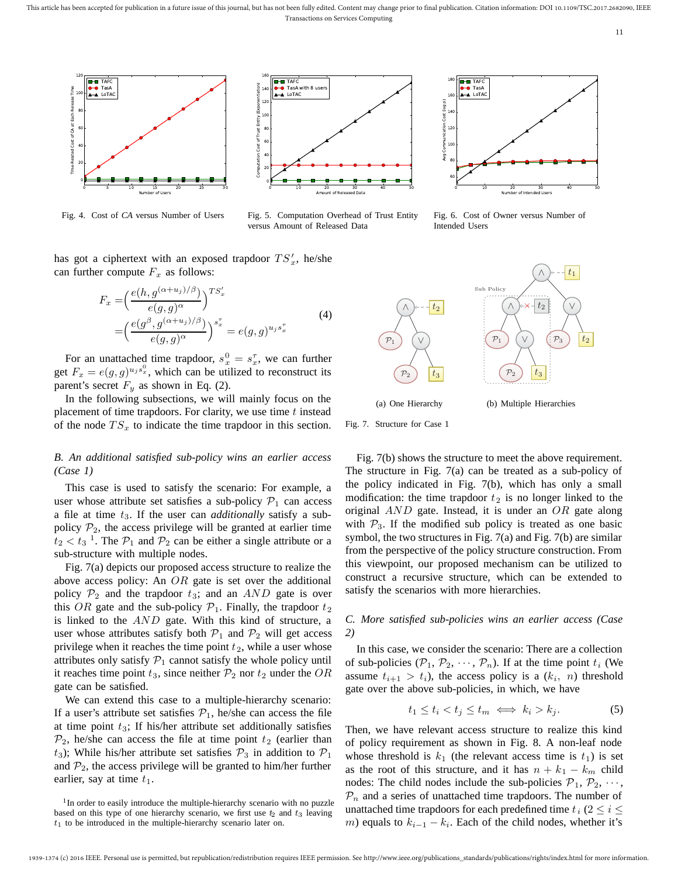Fig. 4. Cost of *CA* versus Number of Users

Fig. 5. Computation Overhead of Trust Entity versus Amount of Released Data

Fig. 6. Cost of Owner versus Number of Intended Users

has got a ciphertext with an exposed trapdoor $TS'_x$, he/she can further compute $F_x$ as follows:

$$F_x = \Big(\frac{e(h, g^{(\alpha+u_j)/\beta})}{e(g,g)^{\alpha}}\Big)^{TS'_x} = \Big(\frac{e(g^{\beta}, g^{(\alpha+u_j)/\beta})}{e(g,g)^{\alpha}}\Big)^{s_x^{\tau}} = e(g,g)^{u_j s_x^{\tau}} \tag{4}$$

For an unattached time trapdoor, $s_x^0 = s_x^{\tau}$, we can further get $F_x = e(g,g)^{u_j s_x^0}$, which can be utilized to reconstruct its parent's secret $F_y$ as shown in Eq. (2).

In the following subsections, we will mainly focus on the placement of time trapdoors. For clarity, we use time $t$ instead of the node $TS_x$ to indicate the time trapdoor in this section.

### B. An additional satisfied sub-policy wins an earlier access (Case 1)

This case is used to satisfy the scenario: For example, a user whose attribute set satisfies a sub-policy $\mathcal{P}_1$ can access a file at time $t_3$. If the user can *additionally* satisfy a sub-policy $\mathcal{P}_2$, the access privilege will be granted at earlier time $t_2 < t_3$ [1]. The $\mathcal{P}_1$ and $\mathcal{P}_2$ can be either a single attribute or a sub-structure with multiple nodes.

Fig. 7(a) depicts our proposed access structure to realize the above access policy: An $OR$ gate is set over the additional policy $\mathcal{P}_2$ and the trapdoor $t_3$; and an $AND$ gate is over this $OR$ gate and the sub-policy $\mathcal{P}_1$. Finally, the trapdoor $t_2$ is linked to the $AND$ gate. With this kind of structure, a user whose attributes satisfy both $\mathcal{P}_1$ and $\mathcal{P}_2$ will get access privilege when it reaches the time point $t_2$, while a user whose attributes only satisfy $\mathcal{P}_1$ cannot satisfy the whole policy until it reaches time point $t_3$, since neither $\mathcal{P}_2$ nor $t_2$ under the $OR$ gate can be satisfied.

We can extend this case to a multiple-hierarchy scenario: If a user's attribute set satisfies $\mathcal{P}_1$, he/she can access the file at time point $t_3$; If his/her attribute set additionally satisfies $\mathcal{P}_2$, he/she can access the file at time point $t_2$ (earlier than $t_3$); While his/her attribute set satisfies $\mathcal{P}_3$ in addition to $\mathcal{P}_1$ and $\mathcal{P}_2$, the access privilege will be granted to him/her further earlier, say at time $t_1$.

[1] In order to easily introduce the multiple-hierarchy scenario with no puzzle based on this type of one hierarchy scenario, we first use $t_2$ and $t_3$ leaving $t_1$ to be introduced in the multiple-hierarchy scenario later on.

(a) One Hierarchy (b) Multiple Hierarchies

Fig. 7. Structure for Case 1

Fig. 7(b) shows the structure to meet the above requirement. The structure in Fig. 7(a) can be treated as a sub-policy of the policy indicated in Fig. 7(b), which has only a small modification: the time trapdoor $t_2$ is no longer linked to the original $AND$ gate. Instead, it is under an $OR$ gate along with $\mathcal{P}_3$. If the modified sub policy is treated as one basic symbol, the two structures in Fig. 7(a) and Fig. 7(b) are similar from the perspective of the policy structure construction. From this viewpoint, our proposed mechanism can be utilized to construct a recursive structure, which can be extended to satisfy the scenarios with more hierarchies.

### C. More satisfied sub-policies wins an earlier access (Case 2)

In this case, we consider the scenario: There are a collection of sub-policies ($\mathcal{P}_1, \mathcal{P}_2, \cdots, \mathcal{P}_n$). If at the time point $t_i$ (We assume $t_{i+1} > t_i$), the access policy is a $(k_i,\ n)$ threshold gate over the desired sub-policies, in which, we have

$$t_1 \leq t_i < t_j \leq t_m \iff k_i > k_j. \tag{5}$$

Then, we have relevant access structure to realize this kind of policy requirement as shown in Fig. 8. A non-leaf node whose threshold is $k_1$ (the relevant access time is $t_1$) is set as the root of this structure, and it has $n + k_1 - k_m$ child nodes: The child nodes include the sub-policies $\mathcal{P}_1, \mathcal{P}_2, \cdots, \mathcal{P}_n$ and a series of unattached time trapdoors. The number of unattached time trapdoors for each predefined time $t_i$ ($2 \leq i \leq m$) equals to $k_{i-1} - k_i$. Each of the child nodes, whether it's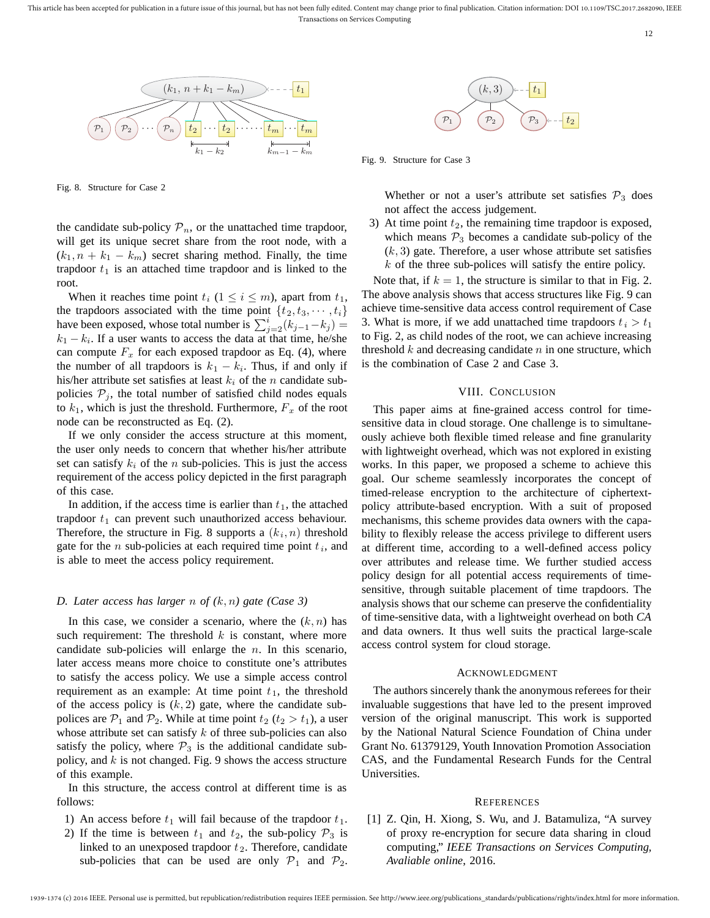Fig. 8. Structure for Case 2

Fig. 9. Structure for Case 3

the candidate sub-policy $\mathcal{P}_n$, or the unattached time trapdoor, will get its unique secret share from the root node, with a $(k_1, n+k_1-k_m)$ secret sharing method. Finally, the time trapdoor $t_1$ is an attached time trapdoor and is linked to the root.

When it reaches time point $t_i$ ($1 \leq i \leq m$), apart from $t_1$, the trapdoors associated with the time point $\{t_2, t_3, \cdots, t_i\}$ have been exposed, whose total number is $\sum_{j=2}^{i}(k_{j-1}-k_j) = k_1 - k_i$. If a user wants to access the data at that time, he/she can compute $F_x$ for each exposed trapdoor as Eq. (4), where the number of all trapdoors is $k_1 - k_i$. Thus, if and only if his/her attribute set satisfies at least $k_i$ of the $n$ candidate sub-policies $\mathcal{P}_j$, the total number of satisfied child nodes equals to $k_1$, which is just the threshold. Furthermore, $F_x$ of the root node can be reconstructed as Eq. (2).

If we only consider the access structure at this moment, the user only needs to concern that whether his/her attribute set can satisfy $k_i$ of the $n$ sub-policies. This is just the access requirement of the access policy depicted in the first paragraph of this case.

In addition, if the access time is earlier than $t_1$, the attached trapdoor $t_1$ can prevent such unauthorized access behaviour. Therefore, the structure in Fig. 8 supports a $(k_i, n)$ threshold gate for the $n$ sub-policies at each required time point $t_i$, and is able to meet the access policy requirement.

### D. Later access has larger $n$ of $(k, n)$ gate (Case 3)

In this case, we consider a scenario, where the $(k, n)$ has such requirement: The threshold $k$ is constant, where more candidate sub-policies will enlarge the $n$. In this scenario, later access means more choice to constitute one's attributes to satisfy the access policy. We use a simple access control requirement as an example: At time point $t_1$, the threshold of the access policy is $(k, 2)$ gate, where the candidate sub-polices are $\mathcal{P}_1$ and $\mathcal{P}_2$. While at time point $t_2$ ($t_2 > t_1$), a user whose attribute set can satisfy $k$ of three sub-policies can also satisfy the policy, where $\mathcal{P}_3$ is the additional candidate sub-policy, and $k$ is not changed. Fig. 9 shows the access structure of this example.

In this structure, the access control at different time is as follows:

1) An access before $t_1$ will fail because of the trapdoor $t_1$.
2) If the time is between $t_1$ and $t_2$, the sub-policy $\mathcal{P}_3$ is linked to an unexposed trapdoor $t_2$. Therefore, candidate sub-policies that can be used are only $\mathcal{P}_1$ and $\mathcal{P}_2$. Whether or not a user's attribute set satisfies $\mathcal{P}_3$ does not affect the access judgement.
3) At time point $t_2$, the remaining time trapdoor is exposed, which means $\mathcal{P}_3$ becomes a candidate sub-policy of the $(k, 3)$ gate. Therefore, a user whose attribute set satisfies $k$ of the three sub-polices will satisfy the entire policy.

Note that, if $k = 1$, the structure is similar to that in Fig. 2. The above analysis shows that access structures like Fig. 9 can achieve time-sensitive data access control requirement of Case 3. What is more, if we add unattached time trapdoors $t_i > t_1$ to Fig. 2, as child nodes of the root, we can achieve increasing threshold $k$ and decreasing candidate $n$ in one structure, which is the combination of Case 2 and Case 3.

## VIII. Conclusion

This paper aims at fine-grained access control for time-sensitive data in cloud storage. One challenge is to simultaneously achieve both flexible timed release and fine granularity with lightweight overhead, which was not explored in existing works. In this paper, we proposed a scheme to achieve this goal. Our scheme seamlessly incorporates the concept of timed-release encryption to the architecture of ciphertext-policy attribute-based encryption. With a suit of proposed mechanisms, this scheme provides data owners with the capability to flexibly release the access privilege to different users at different time, according to a well-defined access policy over attributes and release time. We further studied access policy design for all potential access requirements of time-sensitive, through suitable placement of time trapdoors. The analysis shows that our scheme can preserve the confidentiality of time-sensitive data, with a lightweight overhead on both *CA* and data owners. It thus well suits the practical large-scale access control system for cloud storage.

## Acknowledgment

The authors sincerely thank the anonymous referees for their invaluable suggestions that have led to the present improved version of the original manuscript. This work is supported by the National Natural Science Foundation of China under Grant No. 61379129, Youth Innovation Promotion Association CAS, and the Fundamental Research Funds for the Central Universities.

## References

[1] Z. Qin, H. Xiong, S. Wu, and J. Batamuliza, "A survey of proxy re-encryption for secure data sharing in cloud computing," *IEEE Transactions on Services Computing, Avaliable online*, 2016.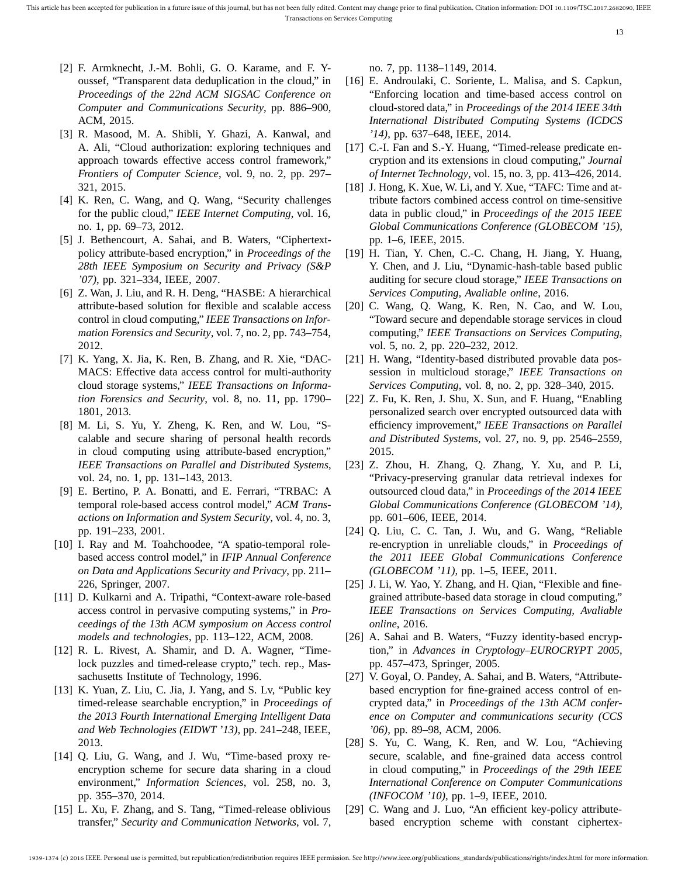[2] F. Armknecht, J.-M. Bohli, G. O. Karame, and F. Youssef, "Transparent data deduplication in the cloud," in *Proceedings of the 22nd ACM SIGSAC Conference on Computer and Communications Security*, pp. 886–900, ACM, 2015.

[3] R. Masood, M. A. Shibli, Y. Ghazi, A. Kanwal, and A. Ali, "Cloud authorization: exploring techniques and approach towards effective access control framework," *Frontiers of Computer Science*, vol. 9, no. 2, pp. 297–321, 2015.

[4] K. Ren, C. Wang, and Q. Wang, "Security challenges for the public cloud," *IEEE Internet Computing*, vol. 16, no. 1, pp. 69–73, 2012.

[5] J. Bethencourt, A. Sahai, and B. Waters, "Ciphertext-policy attribute-based encryption," in *Proceedings of the 28th IEEE Symposium on Security and Privacy (S&P '07)*, pp. 321–334, IEEE, 2007.

[6] Z. Wan, J. Liu, and R. H. Deng, "HASBE: A hierarchical attribute-based solution for flexible and scalable access control in cloud computing," *IEEE Transactions on Information Forensics and Security*, vol. 7, no. 2, pp. 743–754, 2012.

[7] K. Yang, X. Jia, K. Ren, B. Zhang, and R. Xie, "DAC-MACS: Effective data access control for multi-authority cloud storage systems," *IEEE Transactions on Information Forensics and Security*, vol. 8, no. 11, pp. 1790–1801, 2013.

[8] M. Li, S. Yu, Y. Zheng, K. Ren, and W. Lou, "Scalable and secure sharing of personal health records in cloud computing using attribute-based encryption," *IEEE Transactions on Parallel and Distributed Systems*, vol. 24, no. 1, pp. 131–143, 2013.

[9] E. Bertino, P. A. Bonatti, and E. Ferrari, "TRBAC: A temporal role-based access control model," *ACM Transactions on Information and System Security*, vol. 4, no. 3, pp. 191–233, 2001.

[10] I. Ray and M. Toahchoodee, "A spatio-temporal role-based access control model," in *IFIP Annual Conference on Data and Applications Security and Privacy*, pp. 211–226, Springer, 2007.

[11] D. Kulkarni and A. Tripathi, "Context-aware role-based access control in pervasive computing systems," in *Proceedings of the 13th ACM symposium on Access control models and technologies*, pp. 113–122, ACM, 2008.

[12] R. L. Rivest, A. Shamir, and D. A. Wagner, "Time-lock puzzles and timed-release crypto," tech. rep., Massachusetts Institute of Technology, 1996.

[13] K. Yuan, Z. Liu, C. Jia, J. Yang, and S. Lv, "Public key timed-release searchable encryption," in *Proceedings of the 2013 Fourth International Emerging Intelligent Data and Web Technologies (EIDWT '13)*, pp. 241–248, IEEE, 2013.

[14] Q. Liu, G. Wang, and J. Wu, "Time-based proxy re-encryption scheme for secure data sharing in a cloud environment," *Information Sciences*, vol. 258, no. 3, pp. 355–370, 2014.

[15] L. Xu, F. Zhang, and S. Tang, "Timed-release oblivious transfer," *Security and Communication Networks*, vol. 7, no. 7, pp. 1138–1149, 2014.

[16] E. Androulaki, C. Soriente, L. Malisa, and S. Capkun, "Enforcing location and time-based access control on cloud-stored data," in *Proceedings of the 2014 IEEE 34th International Distributed Computing Systems (ICDCS '14)*, pp. 637–648, IEEE, 2014.

[17] C.-I. Fan and S.-Y. Huang, "Timed-release predicate encryption and its extensions in cloud computing," *Journal of Internet Technology*, vol. 15, no. 3, pp. 413–426, 2014.

[18] J. Hong, K. Xue, W. Li, and Y. Xue, "TAFC: Time and attribute factors combined access control on time-sensitive data in public cloud," in *Proceedings of the 2015 IEEE Global Communications Conference (GLOBECOM '15)*, pp. 1–6, IEEE, 2015.

[19] H. Tian, Y. Chen, C.-C. Chang, H. Jiang, Y. Huang, Y. Chen, and J. Liu, "Dynamic-hash-table based public auditing for secure cloud storage," *IEEE Transactions on Services Computing, Avaliable online*, 2016.

[20] C. Wang, Q. Wang, K. Ren, N. Cao, and W. Lou, "Toward secure and dependable storage services in cloud computing," *IEEE Transactions on Services Computing*, vol. 5, no. 2, pp. 220–232, 2012.

[21] H. Wang, "Identity-based distributed provable data possession in multicloud storage," *IEEE Transactions on Services Computing*, vol. 8, no. 2, pp. 328–340, 2015.

[22] Z. Fu, K. Ren, J. Shu, X. Sun, and F. Huang, "Enabling personalized search over encrypted outsourced data with efficiency improvement," *IEEE Transactions on Parallel and Distributed Systems*, vol. 27, no. 9, pp. 2546–2559, 2015.

[23] Z. Zhou, H. Zhang, Q. Zhang, Y. Xu, and P. Li, "Privacy-preserving granular data retrieval indexes for outsourced cloud data," in *Proceedings of the 2014 IEEE Global Communications Conference (GLOBECOM '14)*, pp. 601–606, IEEE, 2014.

[24] Q. Liu, C. C. Tan, J. Wu, and G. Wang, "Reliable re-encryption in unreliable clouds," in *Proceedings of the 2011 IEEE Global Communications Conference (GLOBECOM '11)*, pp. 1–5, IEEE, 2011.

[25] J. Li, W. Yao, Y. Zhang, and H. Qian, "Flexible and fine-grained attribute-based data storage in cloud computing," *IEEE Transactions on Services Computing, Avaliable online*, 2016.

[26] A. Sahai and B. Waters, "Fuzzy identity-based encryption," in *Advances in Cryptology–EUROCRYPT 2005*, pp. 457–473, Springer, 2005.

[27] V. Goyal, O. Pandey, A. Sahai, and B. Waters, "Attribute-based encryption for fine-grained access control of encrypted data," in *Proceedings of the 13th ACM conference on Computer and communications security (CCS '06)*, pp. 89–98, ACM, 2006.

[28] S. Yu, C. Wang, K. Ren, and W. Lou, "Achieving secure, scalable, and fine-grained data access control in cloud computing," in *Proceedings of the 29th IEEE International Conference on Computer Communications (INFOCOM '10)*, pp. 1–9, IEEE, 2010.

[29] C. Wang and J. Luo, "An efficient key-policy attribute-based encryption scheme with constant ciphertex-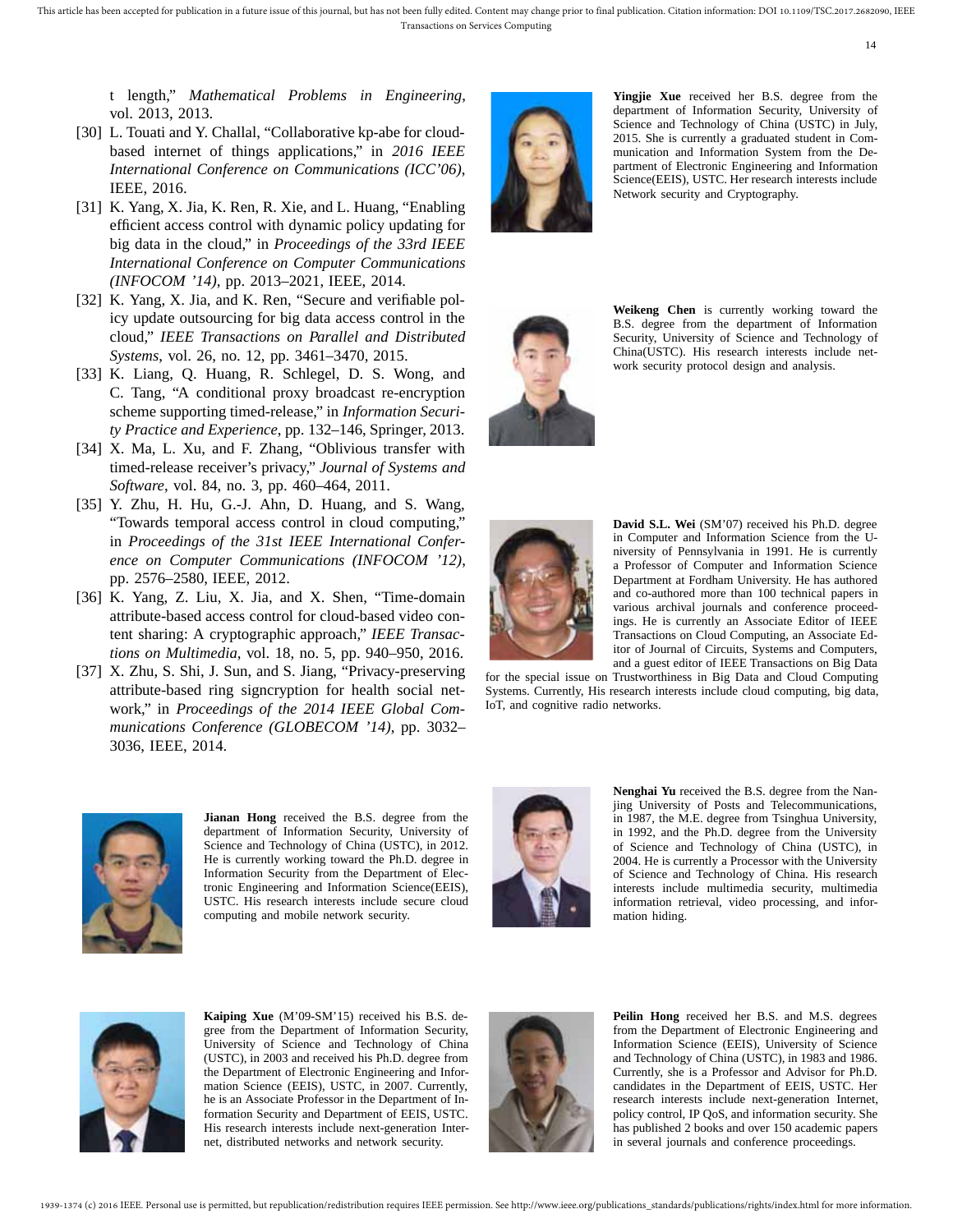t length," *Mathematical Problems in Engineering*, vol. 2013, 2013.

[30] L. Touati and Y. Challal, "Collaborative kp-abe for cloud-based internet of things applications," in *2016 IEEE International Conference on Communications (ICC'06)*, IEEE, 2016.

[31] K. Yang, X. Jia, K. Ren, R. Xie, and L. Huang, "Enabling efficient access control with dynamic policy updating for big data in the cloud," in *Proceedings of the 33rd IEEE International Conference on Computer Communications (INFOCOM '14)*, pp. 2013–2021, IEEE, 2014.

[32] K. Yang, X. Jia, and K. Ren, "Secure and verifiable policy update outsourcing for big data access control in the cloud," *IEEE Transactions on Parallel and Distributed Systems*, vol. 26, no. 12, pp. 3461–3470, 2015.

[33] K. Liang, Q. Huang, R. Schlegel, D. S. Wong, and C. Tang, "A conditional proxy broadcast re-encryption scheme supporting timed-release," in *Information Security Practice and Experience*, pp. 132–146, Springer, 2013.

[34] X. Ma, L. Xu, and F. Zhang, "Oblivious transfer with timed-release receiver's privacy," *Journal of Systems and Software*, vol. 84, no. 3, pp. 460–464, 2011.

[35] Y. Zhu, H. Hu, G.-J. Ahn, D. Huang, and S. Wang, "Towards temporal access control in cloud computing," in *Proceedings of the 31st IEEE International Conference on Computer Communications (INFOCOM '12)*, pp. 2576–2580, IEEE, 2012.

[36] K. Yang, Z. Liu, X. Jia, and X. Shen, "Time-domain attribute-based access control for cloud-based video content sharing: A cryptographic approach," *IEEE Transactions on Multimedia*, vol. 18, no. 5, pp. 940–950, 2016.

[37] X. Zhu, S. Shi, J. Sun, and S. Jiang, "Privacy-preserving attribute-based ring signcryption for health social network," in *Proceedings of the 2014 IEEE Global Communications Conference (GLOBECOM '14)*, pp. 3032–3036, IEEE, 2014.

**Jianan Hong** received the B.S. degree from the department of Information Security, University of Science and Technology of China (USTC), in 2012. He is currently working toward the Ph.D. degree in Information Security from the Department of Electronic Engineering and Information Science(EEIS), USTC. His research interests include secure cloud computing and mobile network security.

**Kaiping Xue** (M'09-SM'15) received his B.S. degree from the Department of Information Security, University of Science and Technology of China (USTC), in 2003 and received his Ph.D. degree from the Department of Electronic Engineering and Information Science (EEIS), USTC, in 2007. Currently, he is an Associate Professor in the Department of Information Security and Department of EEIS, USTC. His research interests include next-generation Internet, distributed networks and network security.

**Yingjie Xue** received her B.S. degree from the department of Information Security, University of Science and Technology of China (USTC) in July, 2015. She is currently a graduated student in Communication and Information System from the Department of Electronic Engineering and Information Science(EEIS), USTC. Her research interests include Network security and Cryptography.

**Weikeng Chen** is currently working toward the B.S. degree from the department of Information Security, University of Science and Technology of China(USTC). His research interests include network security protocol design and analysis.

**David S.L. Wei** (SM'07) received his Ph.D. degree in Computer and Information Science from the University of Pennsylvania in 1991. He is currently a Professor of Computer and Information Science Department at Fordham University. He has authored and co-authored more than 100 technical papers in various archival journals and conference proceedings. He is currently an Associate Editor of IEEE Transactions on Cloud Computing, an Associate Editor of Journal of Circuits, Systems and Computers, and a guest editor of IEEE Transactions on Big Data for the special issue on Trustworthiness in Big Data and Cloud Computing Systems. Currently, His research interests include cloud computing, big data, IoT, and cognitive radio networks.

**Nenghai Yu** received the B.S. degree from the Nanjing University of Posts and Telecommunications, in 1987, the M.E. degree from Tsinghua University, in 1992, and the Ph.D. degree from the University of Science and Technology of China (USTC), in 2004. He is currently a Processor with the University of Science and Technology of China. His research interests include multimedia security, multimedia information retrieval, video processing, and information hiding.

**Peilin Hong** received her B.S. and M.S. degrees from the Department of Electronic Engineering and Information Science (EEIS), University of Science and Technology of China (USTC), in 1983 and 1986. Currently, she is a Professor and Advisor for Ph.D. candidates in the Department of EEIS, USTC. Her research interests include next-generation Internet, policy control, IP QoS, and information security. She has published 2 books and over 150 academic papers in several journals and conference proceedings.